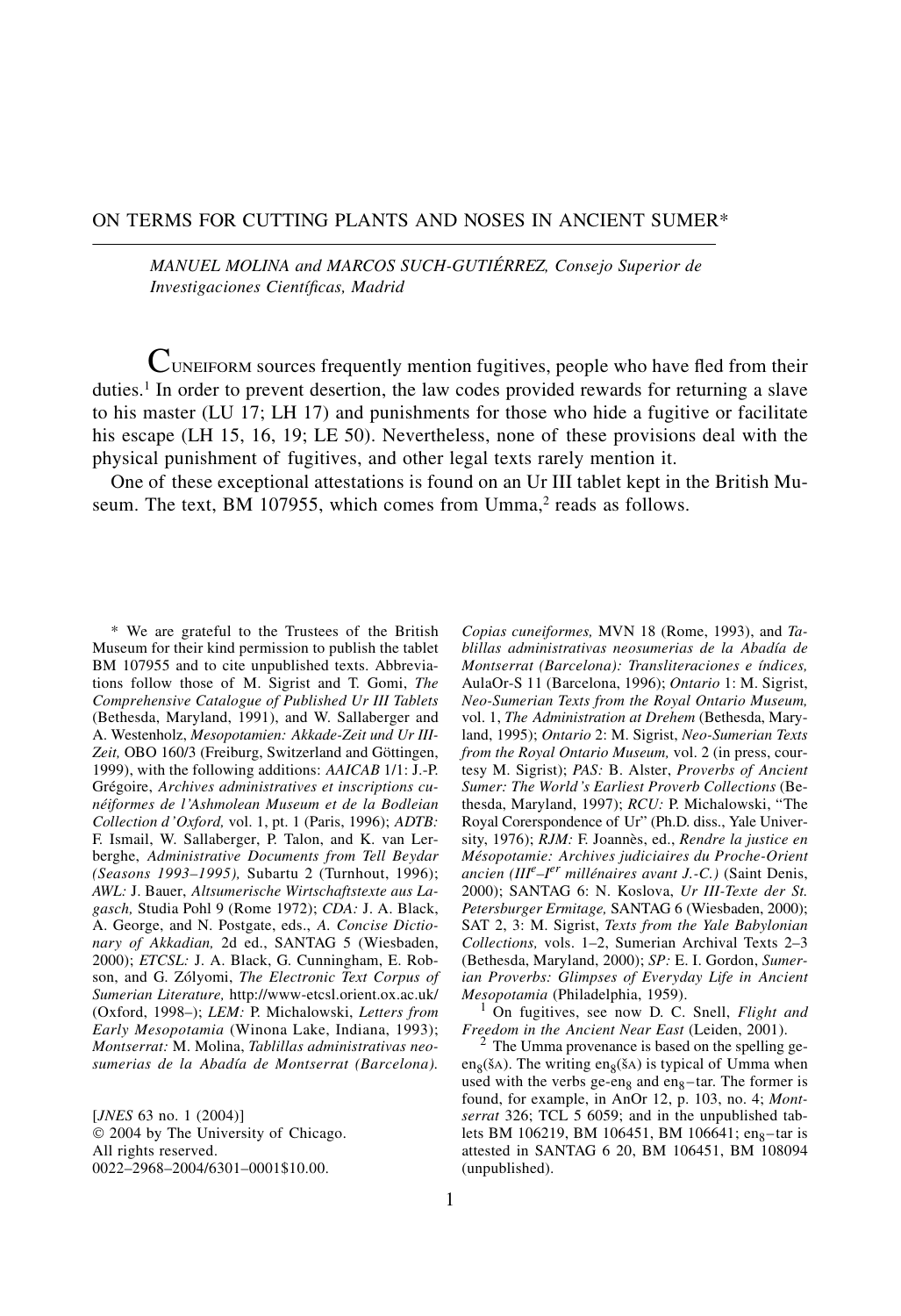# ON TERMS FOR CUTTING PLANTS AND NOSES IN ANCIENT SUMER*

*MANUEL MOLINA and MARCOS SUCH-GUTIÉRREZ, Consejo Superior de Investigaciones Científicas, Madrid*

Cuneiform sources frequently mention fugitives, people who have fled from their duties.[1] In order to prevent desertion, the law codes provided rewards for returning a slave to his master (LU 17; LH 17) and punishments for those who hide a fugitive or facilitate his escape (LH 15, 16, 19; LE 50). Nevertheless, none of these provisions deal with the physical punishment of fugitives, and other legal texts rarely mention it.

One of these exceptional attestations is found on an Ur III tablet kept in the British Museum. The text, BM 107955, which comes from Umma,[2] reads as follows.

---

\* We are grateful to the Trustees of the British Museum for their kind permission to publish the tablet BM 107955 and to cite unpublished texts. Abbreviations follow those of M. Sigrist and T. Gomi, *The Comprehensive Catalogue of Published Ur III Tablets* (Bethesda, Maryland, 1991), and W. Sallaberger and A. Westenholz, *Mesopotamien: Akkade-Zeit und Ur III-Zeit,* OBO 160/3 (Freiburg, Switzerland and Göttingen, 1999), with the following additions: *AAICAB* 1/1: J.-P. Grégoire, *Archives administratives et inscriptions cunéiformes de l'Ashmolean Museum et de la Bodleian Collection d'Oxford,* vol. 1, pt. 1 (Paris, 1996); *ADTB:* F. Ismail, W. Sallaberger, P. Talon, and K. van Lerberghe, *Administrative Documents from Tell Beydar (Seasons 1993–1995),* Subartu 2 (Turnhout, 1996); *AWL:* J. Bauer, *Altsumerische Wirtschaftstexte aus Lagasch,* Studia Pohl 9 (Rome 1972); *CDA:* J. A. Black, A. George, and N. Postgate, eds., *A. Concise Dictionary of Akkadian,* 2d ed., SANTAG 5 (Wiesbaden, 2000); *ETCSL:* J. A. Black, G. Cunningham, E. Robson, and G. Zólyomi, *The Electronic Text Corpus of Sumerian Literature,* http://www-etcsl.orient.ox.ac.uk/ (Oxford, 1998–); *LEM:* P. Michalowski, *Letters from Early Mesopotamia* (Winona Lake, Indiana, 1993); *Montserrat:* M. Molina, *Tablillas administrativas neosumerias de la Abadía de Montserrat (Barcelona). Copias cuneiformes,* MVN 18 (Rome, 1993), and *Tablillas administrativas neosumerias de la Abadía de Montserrat (Barcelona): Transliteraciones e índices,* AulaOr-S 11 (Barcelona, 1996); *Ontario* 1: M. Sigrist, *Neo-Sumerian Texts from the Royal Ontario Museum,* vol. 1, *The Administration at Drehem* (Bethesda, Maryland, 1995); *Ontario* 2: M. Sigrist, *Neo-Sumerian Texts from the Royal Ontario Museum,* vol. 2 (in press, courtesy M. Sigrist); *PAS:* B. Alster, *Proverbs of Ancient Sumer: The World's Earliest Proverb Collections* (Bethesda, Maryland, 1997); *RCU:* P. Michalowski, "The Royal Corerspondence of Ur" (Ph.D. diss., Yale University, 1976); *RJM:* F. Joannès, ed., *Rendre la justice en Mésopotamie: Archives judiciaires du Proche-Orient ancien (III*$^{e}$*–I*$^{er}$ *millénaires avant J.-C.)* (Saint Denis, 2000); SANTAG 6: N. Koslova, *Ur III-Texte der St. Petersburger Ermitage,* SANTAG 6 (Wiesbaden, 2000); SAT 2, 3: M. Sigrist, *Texts from the Yale Babylonian Collections,* vols. 1–2, Sumerian Archival Texts 2–3 (Bethesda, Maryland, 2000); *SP:* E. I. Gordon, *Sumerian Proverbs: Glimpses of Everyday Life in Ancient Mesopotamia* (Philadelphia, 1959).

[1] On fugitives, see now D. C. Snell, *Flight and Freedom in the Ancient Near East* (Leiden, 2001).

[2] The Umma provenance is based on the spelling ge-en$_{8}$(ŠA). The writing en$_{8}$(ŠA) is typical of Umma when used with the verbs ge-en$_{8}$ and en$_{8}$–tar. The former is found, for example, in AnOr 12, p. 103, no. 4; *Montserrat* 326; TCL 5 6059; and in the unpublished tablets BM 106219, BM 106451, BM 106641; en$_{8}$–tar is attested in SANTAG 6 20, BM 106451, BM 108094 (unpublished).

[*JNES* 63 no. 1 (2004)]
© 2004 by The University of Chicago.
All rights reserved.
0022–2968–2004/6301–0001$10.00.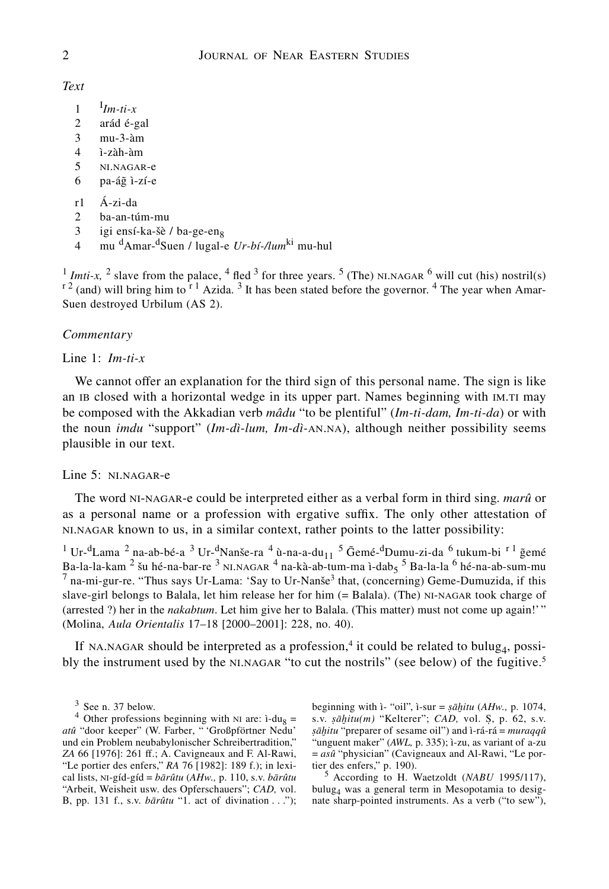*Text*

1 ¹*Im-ti-x*
2 arád é-gal
3 mu-3-àm
4 ì-zàḫ-àm
5 NI.NAGAR-e
6 pa-áĝ ì-zí-e

r1 Á-zi-da
2 ba-an-túm-mu
3 igi ensí-ka-šè / ba-ge-en$_8$
4 mu $^d$Amar-$^d$Suen / lugal-e *Ur-bí-/lum*$^{ki}$ mu-hul

¹ *Imti-x,* ² slave from the palace, ⁴ fled ³ for three years. ⁵ (The) NI.NAGAR ⁶ will cut (his) nostril(s) ʳ ² (and) will bring him to ʳ ¹ Azida. ³ It has been stated before the governor. ⁴ The year when Amar-Suen destroyed Urbilum (AS 2).

*Commentary*

Line 1: *Im-ti-x*

We cannot offer an explanation for the third sign of this personal name. The sign is like an IB closed with a horizontal wedge in its upper part. Names beginning with IM.TI may be composed with the Akkadian verb *mâdu* "to be plentiful" (*Im-ti-dam, Im-ti-da*) or with the noun *imdu* "support" (*Im-dì-lum, Im-dì*-AN.NA), although neither possibility seems plausible in our text.

Line 5: NI.NAGAR-e

The word NI-NAGAR-e could be interpreted either as a verbal form in third sing. *marû* or as a personal name or a profession with ergative suffix. The only other attestation of NI.NAGAR known to us, in a similar context, rather points to the latter possibility:

¹ Ur-$^d$Lama ² na-ab-bé-a ³ Ur-$^d$Nanše-ra ⁴ ù-na-a-du$_{11}$ ⁵ Ĝemé-$^d$Dumu-zi-da ⁶ tukum-bi ʳ ¹ ĝemé Ba-la-la-kam ² šu hé-na-bar-re ³ NI.NAGAR ⁴ na-kà-ab-tum-ma ì-dab$_5$ ⁵ Ba-la-la ⁶ hé-na-ab-sum-mu ⁷ na-mi-gur-re. "Thus says Ur-Lama: 'Say to Ur-Nanše[3] that, (concerning) Geme-Dumuzida, if this slave-girl belongs to Balala, let him release her for him (= Balala). (The) NI-NAGAR took charge of (arrested ?) her in the *nakabtum*. Let him give her to Balala. (This matter) must not come up again!' " (Molina, *Aula Orientalis* 17–18 [2000–2001]: 228, no. 40).

If NA.NAGAR should be interpreted as a profession,[4] it could be related to bulug$_4$, possibly the instrument used by the NI.NAGAR "to cut the nostrils" (see below) of the fugitive.[5]

[3] See n. 37 below.

[4] Other professions beginning with NI are: ì-du$_8$ = *atû* "door keeper" (W. Farber, " 'Großpförtner Nedu' und ein Problem neubabylonischer Schreibertradition," *ZA* 66 [1976]: 261 ff.; A. Cavigneaux and F. Al-Rawi, "Le portier des enfers," *RA* 76 [1982]: 189 f.); in lexical lists, NI-gíd-gíd = *bārûtu* (*AHw.,* p. 110, s.v. *bārûtu* "Arbeit, Weisheit usw. des Opferschauers"; *CAD,* vol. B, pp. 131 f., s.v. *bārûtu* "1. act of divination . . ."); beginning with ì- "oil", ì-sur = *ṣāḫitu* (*AHw.,* p. 1074, s.v. *ṣāḫitu(m)* "Kelterer"; *CAD,* vol. Ṣ, p. 62, s.v. *ṣāḫitu* "preparer of sesame oil") and ì-rá-rá = *muraqqû* "unguent maker" (*AWL,* p. 335); ì-zu, as variant of a-zu = *asû* "physician" (Cavigneaux and Al-Rawi, "Le portier des enfers," p. 190).

[5] According to H. Waetzoldt (*NABU* 1995/117), bulug$_4$ was a general term in Mesopotamia to designate sharp-pointed instruments. As a verb ("to sew"),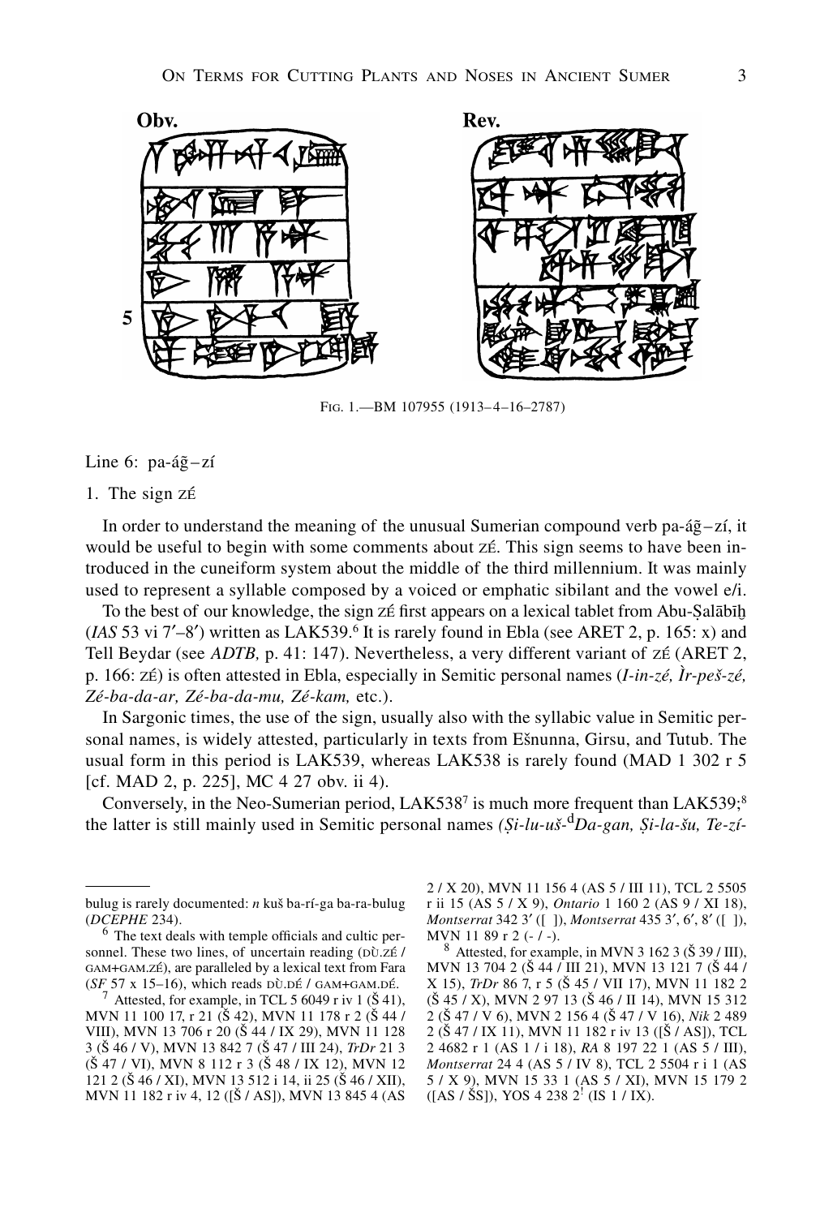Fig. 1.—BM 107955 (1913–4–16–2787)

Line 6: pa-áĝ–zí

1. The sign ZÉ

In order to understand the meaning of the unusual Sumerian compound verb pa-áĝ–zí, it would be useful to begin with some comments about ZÉ. This sign seems to have been introduced in the cuneiform system about the middle of the third millennium. It was mainly used to represent a syllable composed by a voiced or emphatic sibilant and the vowel e/i.

To the best of our knowledge, the sign ZÉ first appears on a lexical tablet from Abu-Ṣalābīḫ (*IAS* 53 vi 7′–8′) written as LAK539.[6] It is rarely found in Ebla (see ARET 2, p. 165: x) and Tell Beydar (see *ADTB,* p. 41: 147). Nevertheless, a very different variant of ZÉ (ARET 2, p. 166: ZÉ) is often attested in Ebla, especially in Semitic personal names (*I-in-zé, Ìr-peš-zé, Zé-ba-da-ar, Zé-ba-da-mu, Zé-kam,* etc.).

In Sargonic times, the use of the sign, usually also with the syllabic value in Semitic personal names, is widely attested, particularly in texts from Ešnunna, Girsu, and Tutub. The usual form in this period is LAK539, whereas LAK538 is rarely found (MAD 1 302 r 5 [cf. MAD 2, p. 225], MC 4 27 obv. ii 4).

Conversely, in the Neo-Sumerian period, LAK538[7] is much more frequent than LAK539;[8] the latter is still mainly used in Semitic personal names *(Ṣi-lu-uš-*[d]*Da-gan, Ṣi-la-šu, Te-zí-*

---

bulug is rarely documented: *n* kuš ba-rí-ga ba-ra-bulug (*DCEPHE* 234).

[6] The text deals with temple officials and cultic personnel. These two lines, of uncertain reading (DÙ.ZÉ / GAM+GAM.ZÉ), are paralleled by a lexical text from Fara (*SF* 57 x 15–16), which reads DÙ.DÉ / GAM+GAM.DÉ.

[7] Attested, for example, in TCL 5 6049 r iv 1 (Š 41), MVN 11 100 17, r 21 (Š 42), MVN 11 178 r 2 (Š 44 / VIII), MVN 13 706 r 20 (Š 44 / IX 29), MVN 11 128 3 (Š 46 / V), MVN 13 842 7 (Š 47 / III 24), *TrDr* 21 3 (Š 47 / VI), MVN 8 112 r 3 (Š 48 / IX 12), MVN 12 121 2 (Š 46 / XI), MVN 13 512 i 14, ii 25 (Š 46 / XII), MVN 11 182 r iv 4, 12 ([Š / AS]), MVN 13 845 4 (AS 2 / X 20), MVN 11 156 4 (AS 5 / III 11), TCL 2 5505 r ii 15 (AS 5 / X 9), *Ontario* 1 160 2 (AS 9 / XI 18), *Montserrat* 342 3′ ([ ]), *Montserrat* 435 3′, 6′, 8′ ([ ]), MVN 11 89 r 2 (- / -).

[8] Attested, for example, in MVN 3 162 3 (Š 39 / III), MVN 13 704 2 (Š 44 / III 21), MVN 13 121 7 (Š 44 / X 15), *TrDr* 86 7, r 5 (Š 45 / VII 17), MVN 11 182 2 (Š 45 / X), MVN 2 97 13 (Š 46 / II 14), MVN 15 312 2 (Š 47 / V 6), MVN 2 156 4 (Š 47 / V 16), *Nik* 2 489 2 (Š 47 / IX 11), MVN 11 182 r iv 13 ([Š / AS]), TCL 2 4682 r 1 (AS 1 / i 18), *RA* 8 197 22 1 (AS 5 / III), *Montserrat* 24 4 (AS 5 / IV 8), TCL 2 5504 r i 1 (AS 5 / X 9), MVN 15 33 1 (AS 5 / XI), MVN 15 179 2 ([AS / ŠS]), YOS 4 238 2[!] (IS 1 / IX).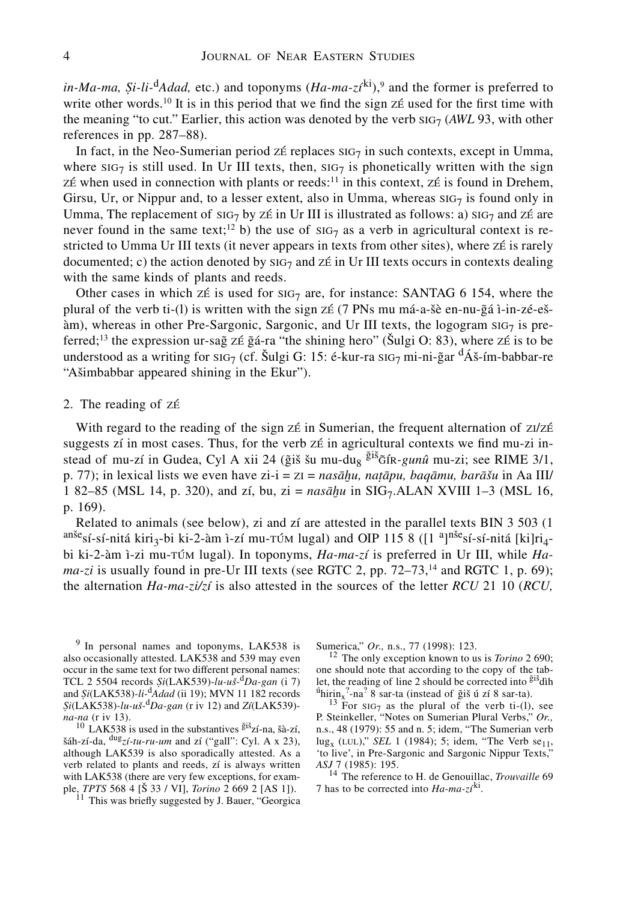*in-Ma-ma, Ṣi-li-*$^{d}$*Adad,* etc.) and toponyms (*Ha-ma-zí*$^{ki}$),[9] and the former is preferred to write other words.[10] It is in this period that we find the sign ZÉ used for the first time with the meaning "to cut." Earlier, this action was denoted by the verb $SIG_7$ (*AWL* 93, with other references in pp. 287–88).

In fact, in the Neo-Sumerian period ZÉ replaces $SIG_7$ in such contexts, except in Umma, where $SIG_7$ is still used. In Ur III texts, then, $SIG_7$ is phonetically written with the sign ZÉ when used in connection with plants or reeds:[11] in this context, ZÉ is found in Drehem, Girsu, Ur, or Nippur and, to a lesser extent, also in Umma, whereas $SIG_7$ is found only in Umma, The replacement of $SIG_7$ by ZÉ in Ur III is illustrated as follows: a) $SIG_7$ and ZÉ are never found in the same text;[12] b) the use of $SIG_7$ as a verb in agricultural context is restricted to Umma Ur III texts (it never appears in texts from other sites), where ZÉ is rarely documented; c) the action denoted by $SIG_7$ and ZÉ in Ur III texts occurs in contexts dealing with the same kinds of plants and reeds.

Other cases in which ZÉ is used for $SIG_7$ are, for instance: SANTAG 6 154, where the plural of the verb ti-(l) is written with the sign ZÉ (7 PNs mu má-a-šè en-nu-g̃á ì-in-zé-eš-àm), whereas in other Pre-Sargonic, Sargonic, and Ur III texts, the logogram $SIG_7$ is preferred;[13] the expression ur-sag̃ ZÉ g̃á-ra "the shining hero" (Šulgi O: 83), where ZÉ is to be understood as a writing for $SIG_7$ (cf. Šulgi G: 15: é-kur-ra $SIG_7$ mi-ni-g̃ar $^{d}$Áš-ím-babbar-re "Ašimbabbar appeared shining in the Ekur").

## 2. The reading of ZÉ

With regard to the reading of the sign ZÉ in Sumerian, the frequent alternation of ZI/ZÉ suggests zí in most cases. Thus, for the verb ZÉ in agricultural contexts we find mu-zi instead of mu-zí in Gudea, Cyl A xii 24 (g̃iš šu mu-$du_8$ $^{g̃iš}$G̃ÍR-*gunû* mu-zi; see RIME 3/1, p. 77); in lexical lists we even have zi-i = ZI = *nasāḫu, naṭāpu, baqāmu, barāšu* in Aa III/1 82–85 (MSL 14, p. 320), and zí, bu, zi = *nasāḫu* in $SIG_7$.ALAN XVIII 1–3 (MSL 16, p. 169).

Related to animals (see below), zi and zí are attested in the parallel texts BIN 3 503 (1 $^{anše}$sí-sí-nitá $kiri_3$-bi ki-2-àm ì-zí mu-TÚM lugal) and OIP 115 8 ([1 $^{a}$]$^{nše}$sí-sí-nitá [ki]$ri_4$-bi ki-2-àm ì-zi mu-TÚM lugal). In toponyms, *Ha-ma-zí* is preferred in Ur III, while *Ha-ma-zi* is usually found in pre-Ur III texts (see RGTC 2, pp. 72–73,[14] and RGTC 1, p. 69); the alternation *Ha-ma-zi/zí* is also attested in the sources of the letter *RCU* 21 10 (*RCU,*

---

[9] In personal names and toponyms, LAK538 is also occasionally attested. LAK538 and 539 may even occur in the same text for two different personal names: TCL 2 5504 records *Ṣi*(LAK539)*-lu-uš-*$^{d}$*Da-gan* (i 7) and *Ṣi*(LAK538)*-li-*$^{d}$*Adad* (ii 19); MVN 11 182 records *Ṣi*(LAK538)*-lu-uš-*$^{d}$*Da-gan* (r iv 12) and *Zí*(LAK539)*-na-na* (r iv 13).

[10] LAK538 is used in the substantives $^{g̃iš}$zí-na, šà-zí, šáh-zí-da, $^{dug}$*zí-tu-ru-um* and zí ("gall": Cyl. A x 23), although LAK539 is also sporadically attested. As a verb related to plants and reeds, zí is always written with LAK538 (there are very few exceptions, for example, *TPTS* 568 4 [Š 33 / VI], *Torino* 2 669 2 [AS 1]).

[11] This was briefly suggested by J. Bauer, "Georgica Sumerica," *Or.,* n.s., 77 (1998): 123.

[12] The only exception known to us is *Torino* 2 690; one should note that according to the copy of the tablet, the reading of line 2 should be corrected into $^{g̃iš}$dìh $^{ú}$$hirin_x$$^{?}$-na$^{?}$ 8 sar-ta (instead of g̃iš ú zí 8 sar-ta).

[13] For $SIG_7$ as the plural of the verb ti-(l), see P. Steinkeller, "Notes on Sumerian Plural Verbs," *Or.,* n.s., 48 (1979): 55 and n. 5; idem, "The Sumerian verb $lug_x$ (LUL)," *SEL* 1 (1984); 5; idem, "The Verb $se_{11}$, 'to live', in Pre-Sargonic and Sargonic Nippur Texts," *ASJ* 7 (1985): 195.

[14] The reference to H. de Genouillac, *Trouvaille* 69 7 has to be corrected into *Ha-ma-zí*$^{ki}$.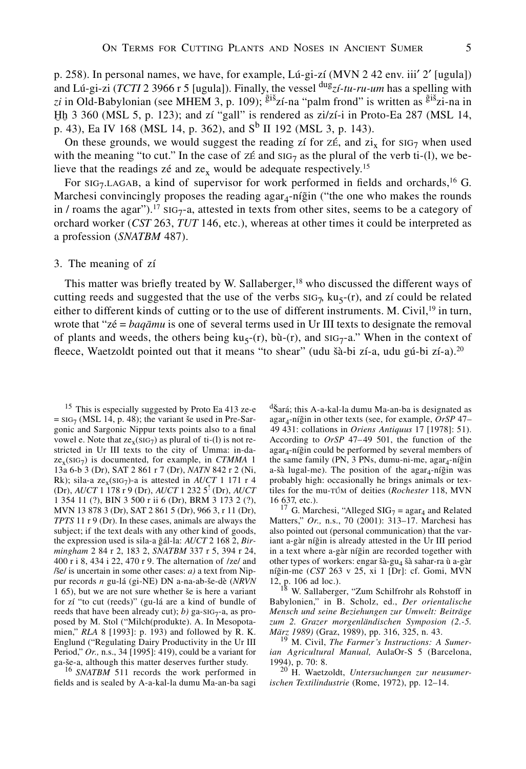p. 258). In personal names, we have, for example, Lú-gi-zí (MVN 2 42 env. iii′ 2′ [ugula]) and Lú-gi-zi (*TCTI* 2 3966 r 5 [ugula]). Finally, the vessel $^{dug}$*zí-tu-ru-um* has a spelling with *zi* in Old-Babylonian (see MHEM 3, p. 109); $^{ĝiš}$zí-na "palm frond" is written as $^{ĝiš}$zi-na in Ḫḫ 3 360 (MSL 5, p. 123); and zí "gall" is rendered as zi/zí-i in Proto-Ea 287 (MSL 14, p. 43), Ea IV 168 (MSL 14, p. 362), and S$^{b}$ II 192 (MSL 3, p. 143).

On these grounds, we would suggest the reading zí for ZÉ, and $zi_x$ for $SIG_7$ when used with the meaning "to cut." In the case of ZÉ and $SIG_7$ as the plural of the verb ti-(l), we believe that the readings zé and $ze_x$ would be adequate respectively.[15]

For $SIG_7$.LAGAB, a kind of supervisor for work performed in fields and orchards,[16] G. Marchesi convincingly proposes the reading $agar_4$-níĝin ("the one who makes the rounds in / roams the agar").[17] $SIG_7$-a, attested in texts from other sites, seems to be a category of orchard worker (*CST* 263, *TUT* 146, etc.), whereas at other times it could be interpreted as a profession (*SNATBM* 487).

## 3. The meaning of zí

This matter was briefly treated by W. Sallaberger,[18] who discussed the different ways of cutting reeds and suggested that the use of the verbs $SIG_7$, $ku_5$-(r), and zí could be related either to different kinds of cutting or to the use of different instruments. M. Civil,[19] in turn, wrote that "zé = *baqāmu* is one of several terms used in Ur III texts to designate the removal of plants and weeds, the others being $ku_5$-(r), bù-(r), and $SIG_7$-a." When in the context of fleece, Waetzoldt pointed out that it means "to shear" (udu šà-bi zí-a, udu gú-bi zí-a).[20]

---

[15] This is especially suggested by Proto Ea 413 ze-e = $SIG_7$ (MSL 14, p. 48); the variant še used in Pre-Sargonic and Sargonic Nippur texts points also to a final vowel e. Note that $ze_x$($SIG_7$) as plural of ti-(l) is not restricted in Ur III texts to the city of Umma: in-da-$ze_x$($SIG_7$) is documented, for example, in *CTMMA* 1 13a 6-b 3 (Dr), SAT 2 861 r 7 (Dr), *NATN* 842 r 2 (Ni, Rk); sila-a $ze_x$($SIG_7$)-a is attested in *AUCT* 1 171 r 4 (Dr), *AUCT* 1 178 r 9 (Dr), *AUCT* 1 232 5! (Dr), *AUCT* 1 354 11 (?), BIN 3 500 r ii 6 (Dr), BRM 3 173 2 (?), MVN 13 878 3 (Dr), SAT 2 861 5 (Dr), 966 3, r 11 (Dr), *TPTS* 11 r 9 (Dr). In these cases, animals are always the subject; if the text deals with any other kind of goods, the expression used is sila-a ĝál-la: *AUCT* 2 168 2, *Birmingham* 2 84 r 2, 183 2, *SNATBM* 337 r 5, 394 r 24, 400 r i 8, 434 i 22, 470 r 9. The alternation of /ze/ and /še/ is uncertain in some other cases: *a)* a text from Nippur records *n* gu-lá (gi-NE) DN a-na-ab-še-dè (*NRVN* 1 65), but we are not sure whether še is here a variant for zí "to cut (reeds)" (gu-lá are a kind of bundle of reeds that have been already cut); *b)* ga-$SIG_7$-a, as proposed by M. Stol ("Milch(produkte). A. In Mesopotamien," *RLA* 8 [1993]: p. 193) and followed by R. K. Englund ("Regulating Dairy Productivity in the Ur III Period," *Or.,* n.s., 34 [1995]: 419), could be a variant for ga-še-a, although this matter deserves further study.

[16] *SNATBM* 511 records the work performed in fields and is sealed by A-a-kal-la dumu Ma-an-ba sagi $^{d}$Šará; this A-a-kal-la dumu Ma-an-ba is designated as $agar_4$-níĝin in other texts (see, for example, *OrSP* 47–49 431: collations in *Oriens Antiquus* 17 [1978]: 51). According to *OrSP* 47–49 501, the function of the $agar_4$-níĝin could be performed by several members of the same family (PN, 3 PNs, dumu-ni-me, $agar_4$-níĝin a-šà lugal-me). The position of the $agar_4$-níĝin was probably high: occasionally he brings animals or textiles for the mu-TÚM of deities (*Rochester* 118, MVN 16 637, etc.).

[17] G. Marchesi, "Alleged $SIG_7$ = $agar_4$ and Related Matters," *Or.,* n.s., 70 (2001): 313–17. Marchesi has also pointed out (personal communication) that the variant a-gàr níĝin is already attested in the Ur III period in a text where a-gàr níĝin are recorded together with other types of workers: engar šà-$gu_4$ šà sahar-ra ù a-gàr níĝin-me (*CST* 263 v 25, xi 1 [Dr]: cf. Gomi, MVN 12, p. 106 ad loc.).

[18] W. Sallaberger, "Zum Schilfrohr als Rohstoff in Babylonien," in B. Scholz, ed., *Der orientalische Mensch und seine Beziehungen zur Umwelt: Beiträge zum 2. Grazer morgenländischen Symposion (2.-5. März 1989)* (Graz, 1989), pp. 316, 325, n. 43.

[19] M. Civil, *The Farmer's Instructions: A Sumerian Agricultural Manual,* AulaOr-S 5 (Barcelona, 1994), p. 70: 8.

[20] H. Waetzoldt, *Untersuchungen zur neusumerischen Textilindustrie* (Rome, 1972), pp. 12–14.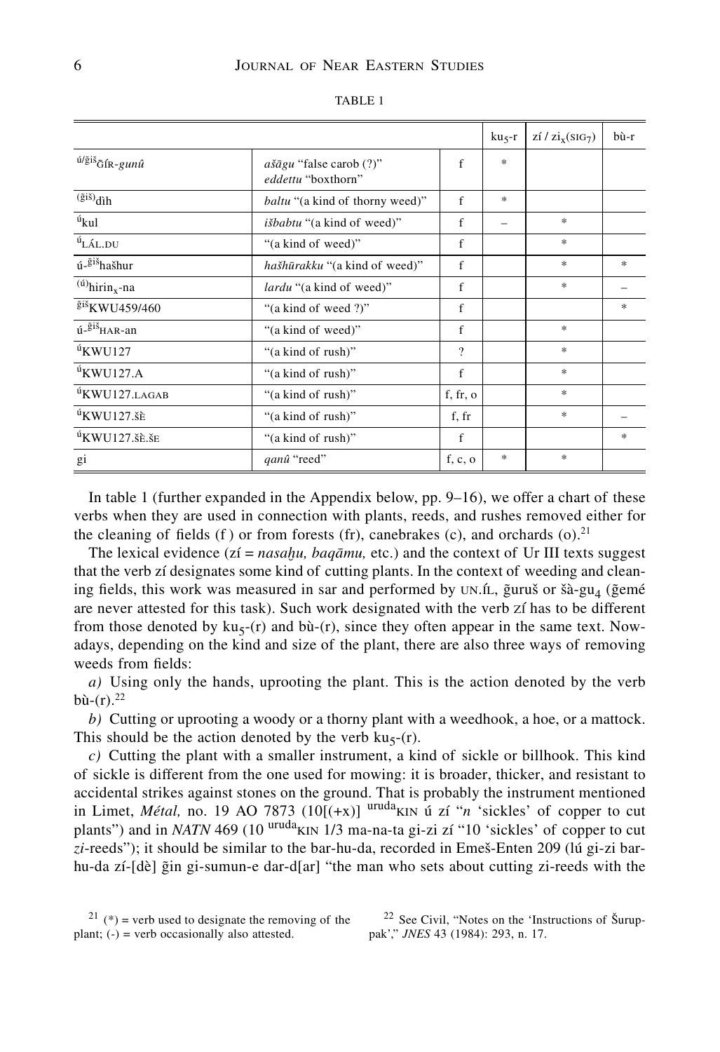TABLE 1

| | | | $ku_5$-r | zí / $zi_x$($SIG_7$) | bù-r |
|---|---|---|---|---|---|
| $^{ú/ĝiš}$ĜÍR-*gunû* | *ašāgu* "false carob (?)" *eddettu* "boxthorn" | f | * | | |
| $^{(ĝiš)}$dìh | *baltu* "(a kind of thorny weed)" | f | * | | |
| $^{ú}$kul | *išbabtu* "(a kind of weed)" | f | – | * | |
| $^{ú}$LÁL.DU | "(a kind of weed)" | f | | * | |
| ú-$^{ĝiš}$hašhur | *hašhūrakku* "(a kind of weed)" | f | | * | * |
| $^{(ú)}$$hirin_x$-na | *lardu* "(a kind of weed)" | f | | * | – |
| $^{ĝiš}$KWU459/460 | "(a kind of weed ?)" | f | | | * |
| ú-$^{ĝiš}$HAR-an | "(a kind of weed)" | f | | * | |
| $^{ú}$KWU127 | "(a kind of rush)" | ? | | * | |
| $^{ú}$KWU127.A | "(a kind of rush)" | f | | * | |
| $^{ú}$KWU127.LAGAB | "(a kind of rush)" | f, fr, o | | * | |
| $^{ú}$KWU127.ŠÈ | "(a kind of rush)" | f, fr | | * | – |
| $^{ú}$KWU127.ŠÈ.ŠE | "(a kind of rush)" | f | | | * |
| gi | *qanû* "reed" | f, c, o | * | * | |

In table 1 (further expanded in the Appendix below, pp. 9–16), we offer a chart of these verbs when they are used in connection with plants, reeds, and rushes removed either for the cleaning of fields (f ) or from forests (fr), canebrakes (c), and orchards (o).[21]

The lexical evidence (zí = *nasaḫu, baqāmu,* etc.) and the context of Ur III texts suggest that the verb zí designates some kind of cutting plants. In the context of weeding and cleaning fields, this work was measured in sar and performed by UN.ÍL, ĝuruš or šà-$gu_4$ (ĝemé are never attested for this task). Such work designated with the verb ZÍ has to be different from those denoted by $ku_5$-(r) and bù-(r), since they often appear in the same text. Nowadays, depending on the kind and size of the plant, there are also three ways of removing weeds from fields:

*a)* Using only the hands, uprooting the plant. This is the action denoted by the verb bù-(r).[22]

*b)* Cutting or uprooting a woody or a thorny plant with a weedhook, a hoe, or a mattock. This should be the action denoted by the verb $ku_5$-(r).

*c)* Cutting the plant with a smaller instrument, a kind of sickle or billhook. This kind of sickle is different from the one used for mowing: it is broader, thicker, and resistant to accidental strikes against stones on the ground. That is probably the instrument mentioned in Limet, *Métal,* no. 19 AO 7873 (10[(+x)] $^{uruda}$KIN ú zí "*n* 'sickles' of copper to cut plants") and in *NATN* 469 (10 $^{uruda}$KIN 1/3 ma-na-ta gi-zi zí "10 'sickles' of copper to cut *zi*-reeds"); it should be similar to the bar-hu-da, recorded in Emeš-Enten 209 (lú gi-zi bar-hu-da zí-[dè] ĝin gi-sumun-e dar-d[ar] "the man who sets about cutting zi-reeds with the

[21] (*) = verb used to designate the removing of the plant; (-) = verb occasionally also attested.

[22] See Civil, "Notes on the 'Instructions of Šuruppak'," *JNES* 43 (1984): 293, n. 17.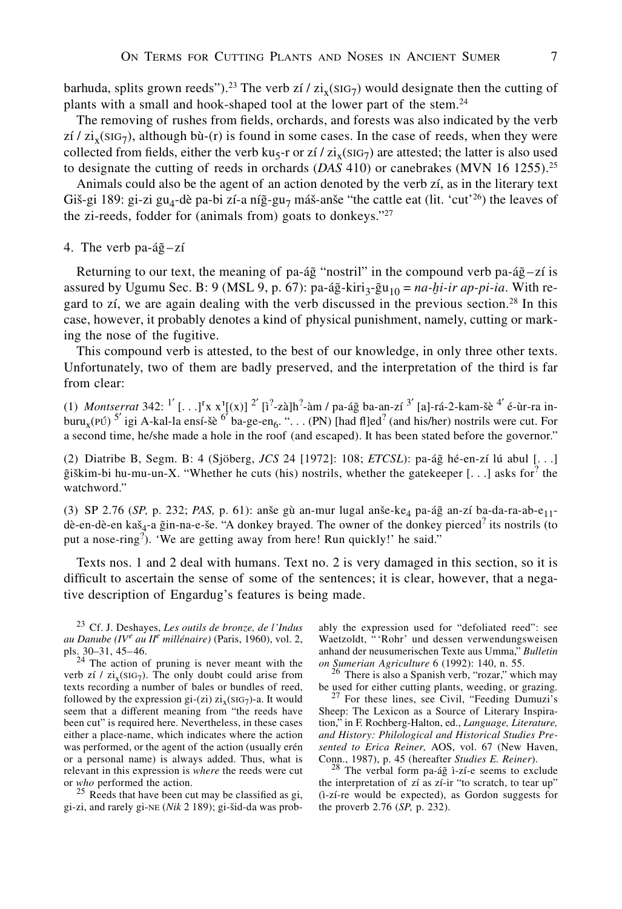barhuda, splits grown reeds").[23] The verb zí / $zi_x$(SIG$_7$) would designate then the cutting of plants with a small and hook-shaped tool at the lower part of the stem.[24]

The removing of rushes from fields, orchards, and forests was also indicated by the verb zí / $zi_x$(SIG$_7$), although bù-(r) is found in some cases. In the case of reeds, when they were collected from fields, either the verb $ku_5$-r or zí / $zi_x$(SIG$_7$) are attested; the latter is also used to designate the cutting of reeds in orchards (*DAS* 410) or canebrakes (MVN 16 1255).[25]

Animals could also be the agent of an action denoted by the verb zí, as in the literary text Giš-gi 189: gi-zi $gu_4$-dè pa-bi zí-a níĝ-$gu_7$ máš-anše "the cattle eat (lit. 'cut'[26]) the leaves of the zi-reeds, fodder for (animals from) goats to donkeys."[27]

## 4. The verb pa-áĝ – zí

Returning to our text, the meaning of pa-áĝ "nostril" in the compound verb pa-áĝ – zí is assured by Ugumu Sec. B: 9 (MSL 9, p. 67): pa-áĝ-$kiri_3$-$ĝu_{10}$ = *na-ḫi-ir ap-pi-ia*. With regard to zí, we are again dealing with the verb discussed in the previous section.[28] In this case, however, it probably denotes a kind of physical punishment, namely, cutting or marking the nose of the fugitive.

This compound verb is attested, to the best of our knowledge, in only three other texts. Unfortunately, two of them are badly preserved, and the interpretation of the third is far from clear:

(1) *Montserrat* 342: 1′ [. . .]⌈x x⌉[(x)] 2′ [ì?-zà]h?-àm / pa-áĝ ba-an-zí 3′ [a]-rá-2-kam-šè 4′ é-ùr-ra in-$buru_x$(PÚ) 5′ igi A-kal-la ensí-šè 6′ ba-ge-$en_6$. ". . . (PN) [had fl]ed? (and his/her) nostrils were cut. For a second time, he/she made a hole in the roof (and escaped). It has been stated before the governor."

(2) Diatribe B, Segm. B: 4 (Sjöberg, *JCS* 24 [1972]: 108; *ETCSL*): pa-áĝ hé-en-zí lú abul [. . .] ĝiškim-bi hu-mu-un-X. "Whether he cuts (his) nostrils, whether the gatekeeper [. . .] asks for? the watchword."

(3) SP 2.76 (*SP,* p. 232; *PAS,* p. 61): anše gù an-mur lugal anše-$ke_4$ pa-áĝ an-zí ba-da-ra-ab-$e_{11}$-dè-en-dè-en $kaš_4$-a ĝin-na-e-še. "A donkey brayed. The owner of the donkey pierced? its nostrils (to put a nose-ring?). 'We are getting away from here! Run quickly!' he said."

Texts nos. 1 and 2 deal with humans. Text no. 2 is very damaged in this section, so it is difficult to ascertain the sense of some of the sentences; it is clear, however, that a negative description of Engardug's features is being made.

---

[23] Cf. J. Deshayes, *Les outils de bronze, de l'Indus au Danube (IVe au IIe millénaire)* (Paris, 1960), vol. 2, pls. 30–31, 45–46.

[24] The action of pruning is never meant with the verb zí / $zi_x$(SIG$_7$). The only doubt could arise from texts recording a number of bales or bundles of reed, followed by the expression gi-(zi) $zi_x$(SIG$_7$)-a. It would seem that a different meaning from "the reeds have been cut" is required here. Nevertheless, in these cases either a place-name, which indicates where the action was performed, or the agent of the action (usually erén or a personal name) is always added. Thus, what is relevant in this expression is *where* the reeds were cut or *who* performed the action.

[25] Reeds that have been cut may be classified as gi, gi-zi, and rarely gi-NE (*Nik* 2 189); gi-šid-da was probably the expression used for "defoliated reed": see Waetzoldt, "'Rohr' und dessen verwendungsweisen anhand der neusumerischen Texte aus Umma," *Bulletin on Sumerian Agriculture* 6 (1992): 140, n. 55.

[26] There is also a Spanish verb, "rozar," which may be used for either cutting plants, weeding, or grazing.

[27] For these lines, see Civil, "Feeding Dumuzi's Sheep: The Lexicon as a Source of Literary Inspiration," in F. Rochberg-Halton, ed., *Language, Literature, and History: Philological and Historical Studies Presented to Erica Reiner,* AOS, vol. 67 (New Haven, Conn., 1987), p. 45 (hereafter *Studies E. Reiner*).

[28] The verbal form pa-áĝ ì-zí-e seems to exclude the interpretation of zí as zí-ir "to scratch, to tear up" (ì-zí-re would be expected), as Gordon suggests for the proverb 2.76 (*SP,* p. 232).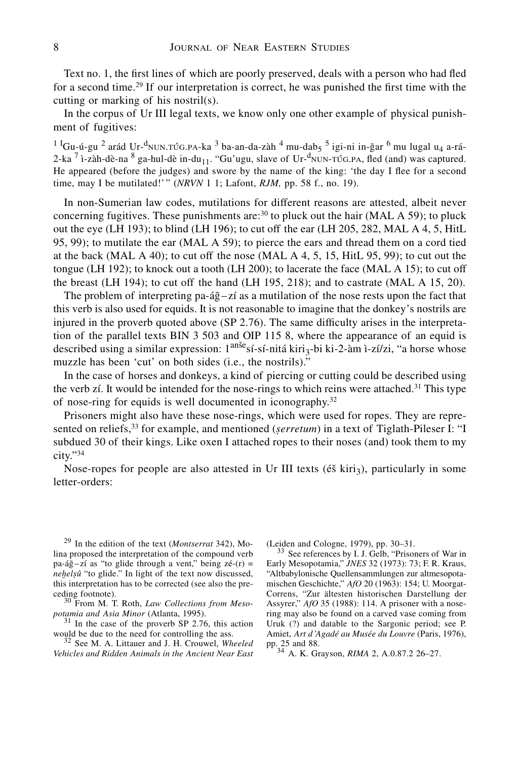Text no. 1, the first lines of which are poorly preserved, deals with a person who had fled for a second time.[29] If our interpretation is correct, he was punished the first time with the cutting or marking of his nostril(s).

In the corpus of Ur III legal texts, we know only one other example of physical punishment of fugitives:

[1] [I]Gu-ú-gu [2] arád Ur-[d]NUN.TÚG.PA-ka [3] ba-an-da-zàh [4] mu-dab$_5$ [5] igi-ni in-g̃ar [6] mu lugal u$_4$ a-rá-2-ka [7] ì-zàh-dè-na [8] ga-hul-dè in-du$_{11}$. "Gu'ugu, slave of Ur-[d]NUN-TÚG.PA, fled (and) was captured. He appeared (before the judges) and swore by the name of the king: 'the day I flee for a second time, may I be mutilated!' " (*NRVN* 1 1; Lafont, *RJM,* pp. 58 f., no. 19).

In non-Sumerian law codes, mutilations for different reasons are attested, albeit never concerning fugitives. These punishments are:[30] to pluck out the hair (MAL A 59); to pluck out the eye (LH 193); to blind (LH 196); to cut off the ear (LH 205, 282, MAL A 4, 5, HitL 95, 99); to mutilate the ear (MAL A 59); to pierce the ears and thread them on a cord tied at the back (MAL A 40); to cut off the nose (MAL A 4, 5, 15, HitL 95, 99); to cut out the tongue (LH 192); to knock out a tooth (LH 200); to lacerate the face (MAL A 15); to cut off the breast (LH 194); to cut off the hand (LH 195, 218); and to castrate (MAL A 15, 20).

The problem of interpreting pa-ág̃–zí as a mutilation of the nose rests upon the fact that this verb is also used for equids. It is not reasonable to imagine that the donkey's nostrils are injured in the proverb quoted above (SP 2.76). The same difficulty arises in the interpretation of the parallel texts BIN 3 503 and OIP 115 8, where the appearance of an equid is described using a similar expression: 1 [anše]sí-sí-nitá kiri$_3$-bi ki-2-àm ì-zí/zi, "a horse whose muzzle has been 'cut' on both sides (i.e., the nostrils)."

In the case of horses and donkeys, a kind of piercing or cutting could be described using the verb zí. It would be intended for the nose-rings to which reins were attached.[31] This type of nose-ring for equids is well documented in iconography.[32]

Prisoners might also have these nose-rings, which were used for ropes. They are represented on reliefs,[33] for example, and mentioned (*ṣerretum*) in a text of Tiglath-Pileser I: "I subdued 30 of their kings. Like oxen I attached ropes to their noses (and) took them to my city."[34]

Nose-ropes for people are also attested in Ur III texts (éš kiri$_3$), particularly in some letter-orders:

---

[29] In the edition of the text (*Montserrat* 342), Molina proposed the interpretation of the compound verb pa-ág̃–zí as "to glide through a vent," being zé-(r) = *neḫelṣû* "to glide." In light of the text now discussed, this interpretation has to be corrected (see also the preceding footnote).

[30] From M. T. Roth, *Law Collections from Mesopotamia and Asia Minor* (Atlanta, 1995).

[31] In the case of the proverb SP 2.76, this action would be due to the need for controlling the ass.

[32] See M. A. Littauer and J. H. Crouwel, *Wheeled Vehicles and Ridden Animals in the Ancient Near East* (Leiden and Cologne, 1979), pp. 30–31.

[33] See references by I. J. Gelb, "Prisoners of War in Early Mesopotamia," *JNES* 32 (1973): 73; F. R. Kraus, "Altbabylonische Quellensammlungen zur altmesopotamischen Geschichte," *AfO* 20 (1963): 154; U. Moorgat-Correns, "Zur ältesten historischen Darstellung der Assyrer," *AfO* 35 (1988): 114. A prisoner with a nose-ring may also be found on a carved vase coming from Uruk (?) and datable to the Sargonic period; see P. Amiet, *Art d'Agadé au Musée du Louvre* (Paris, 1976), pp. 25 and 88.

[34] A. K. Grayson, *RIMA* 2, A.0.87.2 26–27.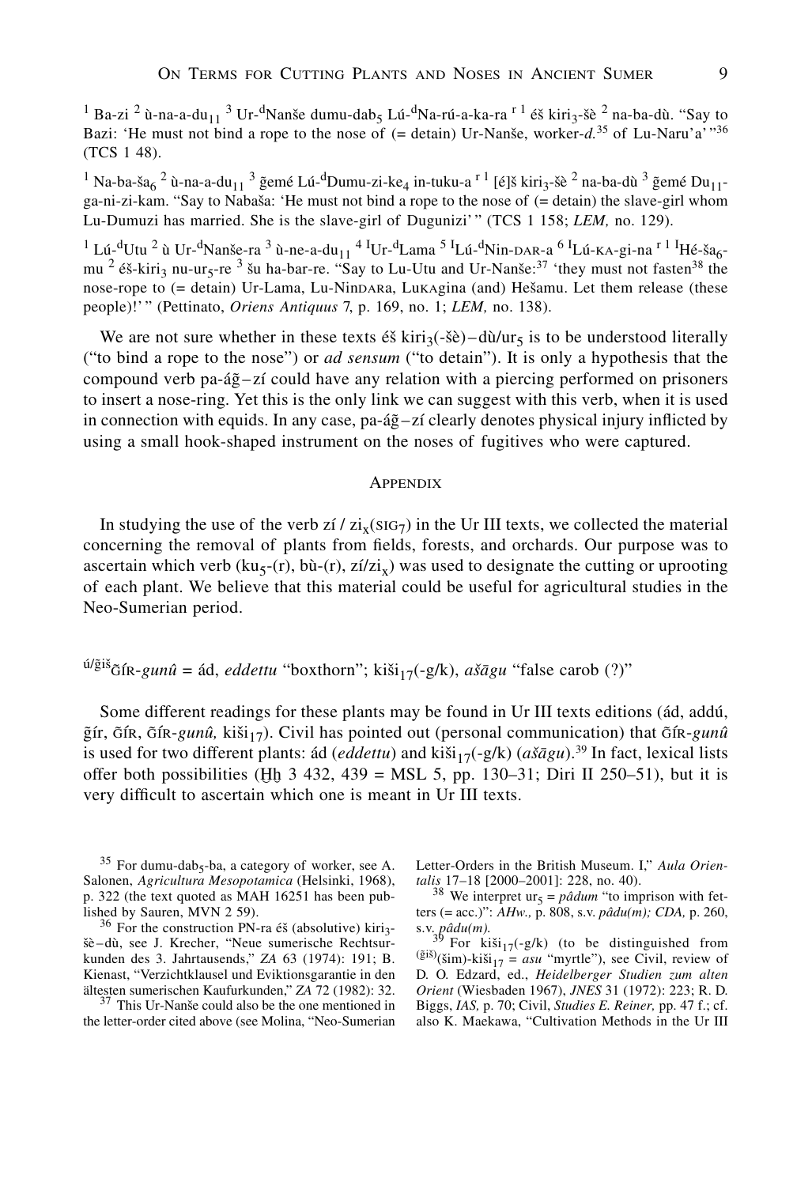[1] Ba-zi [2] ù-na-a-du$_{11}$ [3] Ur-$^{d}$Nanše dumu-dab$_5$ Lú-$^{d}$Na-rú-a-ka-ra $^{r\ 1}$ éš kiri$_3$-šè [2] na-ba-dù. "Say to Bazi: 'He must not bind a rope to the nose of (= detain) Ur-Nanše, worker-*d.*[35] of Lu-Naru'a'"[36] (TCS 1 48).

[1] Na-ba-ša$_6$ [2] ù-na-a-du$_{11}$ [3] ĝemé Lú-$^{d}$Dumu-zi-ke$_4$ in-tuku-a $^{r\ 1}$ [é]š kiri$_3$-šè [2] na-ba-dù [3] ĝemé Du$_{11}$-ga-ni-zi-kam. "Say to Nabaša: 'He must not bind a rope to the nose of (= detain) the slave-girl whom Lu-Dumuzi has married. She is the slave-girl of Dugunizi'" (TCS 1 158; *LEM,* no. 129).

[1] Lú-$^{d}$Utu [2] ù Ur-$^{d}$Nanše-ra [3] ù-ne-a-du$_{11}$ [4] $^{I}$Ur-$^{d}$Lama [5] $^{I}$Lú-$^{d}$Nin-DAR-a [6] $^{I}$Lú-KA-gi-na $^{r\ 1}$ $^{I}$Hé-ša$_6$-mu [2] éš-kiri$_3$ nu-ur$_5$-re [3] šu ha-bar-re. "Say to Lu-Utu and Ur-Nanše:[37] 'they must not fasten[38] the nose-rope to (= detain) Ur-Lama, Lu-NinDARa, LuKAgina (and) Hešamu. Let them release (these people)!'" (Pettinato, *Oriens Antiquus* 7, p. 169, no. 1; *LEM,* no. 138).

We are not sure whether in these texts éš kiri$_3$(-šè)–dù/ur$_5$ is to be understood literally ("to bind a rope to the nose") or *ad sensum* ("to detain"). It is only a hypothesis that the compound verb pa-áĝ–zí could have any relation with a piercing performed on prisoners to insert a nose-ring. Yet this is the only link we can suggest with this verb, when it is used in connection with equids. In any case, pa-áĝ–zí clearly denotes physical injury inflicted by using a small hook-shaped instrument on the noses of fugitives who were captured.

## Appendix

In studying the use of the verb zí / zi$_x$(SIG$_7$) in the Ur III texts, we collected the material concerning the removal of plants from fields, forests, and orchards. Our purpose was to ascertain which verb (ku$_5$-(r), bù-(r), zí/zi$_x$) was used to designate the cutting or uprooting of each plant. We believe that this material could be useful for agricultural studies in the Neo-Sumerian period.

### $^{ú/ĝiš}$ĜÍR-*gunû* = ád, *eddettu* "boxthorn"; kiši$_{17}$(-g/k), *ašāgu* "false carob (?)"

Some different readings for these plants may be found in Ur III texts editions (ád, addú, ĝír, ĜÍR, ĜÍR-*gunû,* kiši$_{17}$). Civil has pointed out (personal communication) that ĜÍR-*gunû* is used for two different plants: ád (*eddettu*) and kiši$_{17}$(-g/k) (*ašāgu*).[39] In fact, lexical lists offer both possibilities (Ḫḫ 3 432, 439 = MSL 5, pp. 130–31; Diri II 250–51), but it is very difficult to ascertain which one is meant in Ur III texts.

---

[35] For dumu-dab$_5$-ba, a category of worker, see A. Salonen, *Agricultura Mesopotamica* (Helsinki, 1968), p. 322 (the text quoted as MAH 16251 has been published by Sauren, MVN 2 59).

[36] For the construction PN-ra éš (absolutive) kiri$_3$-šè–dù, see J. Krecher, "Neue sumerische Rechtsurkunden des 3. Jahrtausends," *ZA* 63 (1974): 191; B. Kienast, "Verzichtklausel und Eviktionsgarantie in den ältesten sumerischen Kaufurkunden," *ZA* 72 (1982): 32.

[37] This Ur-Nanše could also be the one mentioned in the letter-order cited above (see Molina, "Neo-Sumerian Letter-Orders in the British Museum. I," *Aula Orientalis* 17–18 [2000–2001]: 228, no. 40).

[38] We interpret ur$_5$ = *pâdum* "to imprison with fetters (= acc.)": *AHw.,* p. 808, s.v. *pâdu(m); CDA,* p. 260, s.v. *pâdu(m).*

[39] For kiši$_{17}$(-g/k) (to be distinguished from $^{(ĝiš)}$(šim)-kiši$_{17}$ = *asu* "myrtle"), see Civil, review of D. O. Edzard, ed., *Heidelberger Studien zum alten Orient* (Wiesbaden 1967), *JNES* 31 (1972): 223; R. D. Biggs, *IAS,* p. 70; Civil, *Studies E. Reiner,* pp. 47 f.; cf. also K. Maekawa, "Cultivation Methods in the Ur III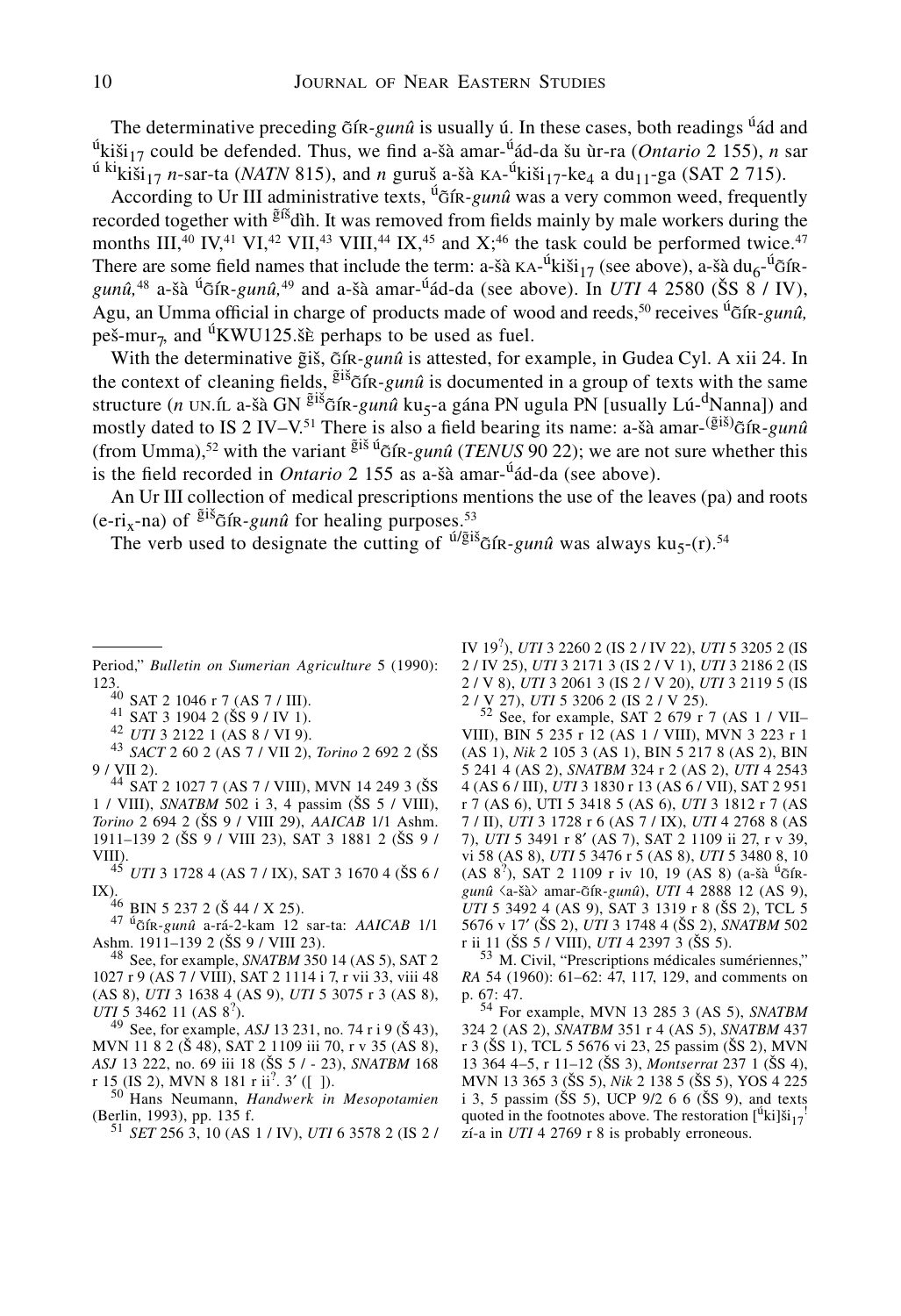The determinative preceding g̃ÍR-*gunû* is usually ú. In these cases, both readings $^{ú}$ád and $^{ú}$kiši$_{17}$ could be defended. Thus, we find a-šà amar-$^{ú}$ád-da šu ùr-ra (*Ontario* 2 155), *n* sar $^{ú\ ki}$kiši$_{17}$ *n*-sar-ta (*NATN* 815), and *n* guruš a-šà KA-$^{ú}$kiši$_{17}$-ke$_4$ a du$_{11}$-ga (SAT 2 715).

According to Ur III administrative texts, $^{ú}$g̃ÍR-*gunû* was a very common weed, frequently recorded together with $^{g̃iš}$dìh. It was removed from fields mainly by male workers during the months III,[40] IV,[41] VI,[42] VII,[43] VIII,[44] IX,[45] and X;[46] the task could be performed twice.[47] There are some field names that include the term: a-šà KA-$^{ú}$kiši$_{17}$ (see above), a-šà du$_6$-$^{ú}$g̃ÍR-*gunû*,[48] a-šà $^{ú}$g̃ÍR-*gunû*,[49] and a-šà amar-$^{ú}$ád-da (see above). In *UTI* 4 2580 (ŠS 8 / IV), Agu, an Umma official in charge of products made of wood and reeds,[50] receives $^{ú}$g̃ÍR-*gunû*, peš-mur$_7$, and $^{ú}$KWU125.šè perhaps to be used as fuel.

With the determinative g̃iš, g̃ÍR-*gunû* is attested, for example, in Gudea Cyl. A xii 24. In the context of cleaning fields, $^{g̃iš}$g̃ÍR-*gunû* is documented in a group of texts with the same structure (*n* UN.ÍL a-šà GN $^{g̃iš}$g̃ÍR-*gunû* ku$_5$-a gána PN ugula PN [usually Lú-$^{d}$Nanna]) and mostly dated to IS 2 IV–V.[51] There is also a field bearing its name: a-šà amar-$^{(g̃iš)}$g̃ÍR-*gunû* (from Umma),[52] with the variant $^{g̃iš\ ú}$g̃ÍR-*gunû* (*TENUS* 90 22); we are not sure whether this is the field recorded in *Ontario* 2 155 as a-šà amar-$^{ú}$ád-da (see above).

An Ur III collection of medical prescriptions mentions the use of the leaves (pa) and roots (e-ri$_x$-na) of $^{g̃iš}$g̃ÍR-*gunû* for healing purposes.[53]

The verb used to designate the cutting of $^{ú/g̃iš}$g̃ÍR-*gunû* was always ku$_5$-(r).[54]

---

Period," *Bulletin on Sumerian Agriculture* 5 (1990): 123.

[40] SAT 2 1046 r 7 (AS 7 / III).

[41] SAT 3 1904 2 (ŠS 9 / IV 1).

[42] *UTI* 3 2122 1 (AS 8 / VI 9).

[43] *SACT* 2 60 2 (AS 7 / VII 2), *Torino* 2 692 2 (ŠS 9 / VII 2).

[44] SAT 2 1027 7 (AS 7 / VIII), MVN 14 249 3 (ŠS 1 / VIII), *SNATBM* 502 i 3, 4 passim (ŠS 5 / VIII), *Torino* 2 694 2 (ŠS 9 / VIII 29), *AAICAB* 1/1 Ashm. 1911–139 2 (ŠS 9 / VIII 23), SAT 3 1881 2 (ŠS 9 / VIII).

[45] *UTI* 3 1728 4 (AS 7 / IX), SAT 3 1670 4 (ŠS 6 / IX).

[46] BIN 5 237 2 (Š 44 / X 25).

[47] $^{ú}$g̃ÍR-*gunû* a-rá-2-kam 12 sar-ta: *AAICAB* 1/1 Ashm. 1911–139 2 (ŠS 9 / VIII 23).

[48] See, for example, *SNATBM* 350 14 (AS 5), SAT 2 1027 r 9 (AS 7 / VIII), SAT 2 1114 i 7, r vii 33, viii 48 (AS 8), *UTI* 3 1638 4 (AS 9), *UTI* 5 3075 r 3 (AS 8), *UTI* 5 3462 11 (AS 8$^{?}$).

[49] See, for example, *ASJ* 13 231, no. 74 r i 9 (Š 43), MVN 11 8 2 (Š 48), SAT 2 1109 iii 70, r v 35 (AS 8), *ASJ* 13 222, no. 69 iii 18 (ŠS 5 / - 23), *SNATBM* 168 r 15 (IS 2), MVN 8 181 r ii$^{?}$. 3′ ([ ]).

[50] Hans Neumann, *Handwerk in Mesopotamien* (Berlin, 1993), pp. 135 f.

[51] *SET* 256 3, 10 (AS 1 / IV), *UTI* 6 3578 2 (IS 2 / IV 19$^{?}$), *UTI* 3 2260 2 (IS 2 / IV 22), *UTI* 5 3205 2 (IS 2 / IV 25), *UTI* 3 2171 3 (IS 2 / V 1), *UTI* 3 2186 2 (IS 2 / V 8), *UTI* 3 2061 3 (IS 2 / V 20), *UTI* 3 2119 5 (IS 2 / V 27), *UTI* 5 3206 2 (IS 2 / V 25).

[52] See, for example, SAT 2 679 r 7 (AS 1 / VII–VIII), BIN 5 235 r 12 (AS 1 / VIII), MVN 3 223 r 1 (AS 1), *Nik* 2 105 3 (AS 1), BIN 5 217 8 (AS 2), BIN 5 241 4 (AS 2), *SNATBM* 324 r 2 (AS 2), *UTI* 4 2543 4 (AS 6 / III), *UTI* 3 1830 r 13 (AS 6 / VII), SAT 2 951 r 7 (AS 6), UTI 5 3418 5 (AS 6), *UTI* 3 1812 r 7 (AS 7 / II), *UTI* 3 1728 r 6 (AS 7 / IX), *UTI* 4 2768 8 (AS 7), *UTI* 5 3491 r 8′ (AS 7), SAT 2 1109 ii 27, r v 39, vi 58 (AS 8), *UTI* 5 3476 r 5 (AS 8), *UTI* 5 3480 8, 10 (AS 8$^{?}$), SAT 2 1109 r iv 10, 19 (AS 8) (a-šà $^{ú}$g̃ÍR-*gunû* ⟨a-šà⟩ amar-g̃ÍR-*gunû*), *UTI* 4 2888 12 (AS 9), *UTI* 5 3492 4 (AS 9), SAT 3 1319 r 8 (ŠS 2), TCL 5 5676 v 17′ (ŠS 2), *UTI* 3 1748 4 (ŠS 2), *SNATBM* 502 r ii 11 (ŠS 5 / VIII), *UTI* 4 2397 3 (ŠS 5).

[53] M. Civil, "Prescriptions médicales sumériennes," *RA* 54 (1960): 61–62: 47, 117, 129, and comments on p. 67: 47.

[54] For example, MVN 13 285 3 (AS 5), *SNATBM* 324 2 (AS 2), *SNATBM* 351 r 4 (AS 5), *SNATBM* 437 r 3 (ŠS 1), TCL 5 5676 vi 23, 25 passim (ŠS 2), MVN 13 364 4–5, r 11–12 (ŠS 3), *Montserrat* 237 1 (ŠS 4), MVN 13 365 3 (ŠS 5), *Nik* 2 138 5 (ŠS 5), YOS 4 225 i 3, 5 passim (ŠS 5), UCP 9/2 6 6 (ŠS 9), and texts quoted in the footnotes above. The restoration [$^{ú}$ki]ši$_{17}$$^{!}$ zí-a in *UTI* 4 2769 r 8 is probably erroneous.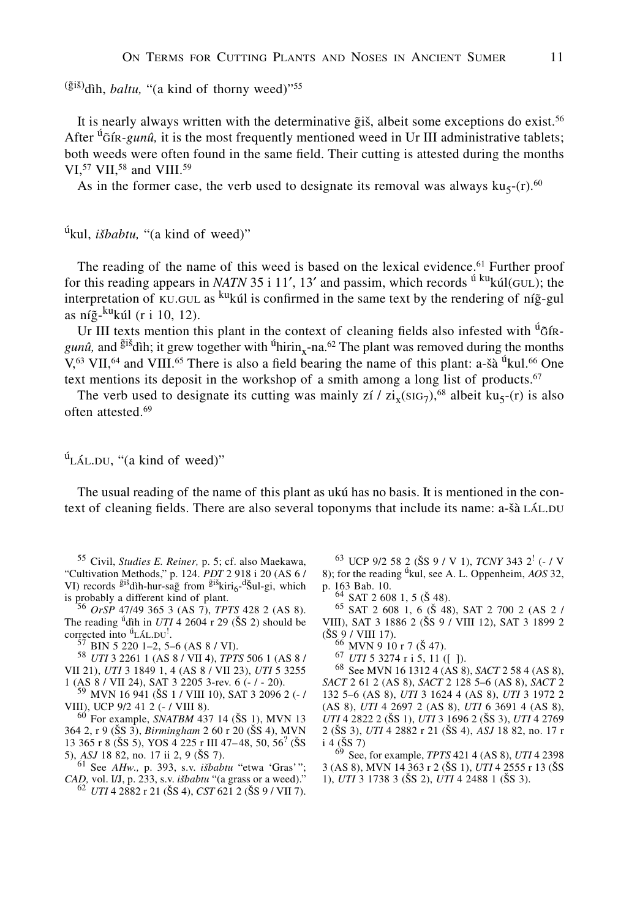$^{(\text{ĝiš})}$dìh, *baltu,* "(a kind of thorny weed)"[55]

It is nearly always written with the determinative ĝiš, albeit some exceptions do exist.[56] After $^{\text{ú}}$ĜÍR-*gunû,* it is the most frequently mentioned weed in Ur III administrative tablets; both weeds were often found in the same field. Their cutting is attested during the months VI,[57] VII,[58] and VIII.[59]

As in the former case, the verb used to designate its removal was always ku$_5$-(r).[60]

$^{\text{ú}}$kul, *išbabtu,* "(a kind of weed)"

The reading of the name of this weed is based on the lexical evidence.[61] Further proof for this reading appears in *NATN* 35 i 11′, 13′ and passim, which records $^{\text{ú ku}}$kúl(GUL); the interpretation of KU.GUL as $^{\text{ku}}$kúl is confirmed in the same text by the rendering of níĝ-gul as níĝ-$^{\text{ku}}$kúl (r i 10, 12).

Ur III texts mention this plant in the context of cleaning fields also infested with $^{\text{ú}}$ĜÍR-*gunû,* and $^{\text{ĝiš}}$dìh; it grew together with $^{\text{ú}}$hirin$_x$-na.[62] The plant was removed during the months V,[63] VII,[64] and VIII.[65] There is also a field bearing the name of this plant: a-šà $^{\text{ú}}$kul.[66] One text mentions its deposit in the workshop of a smith among a long list of products.[67]

The verb used to designate its cutting was mainly zí / zi$_x$(SIG$_7$),[68] albeit ku$_5$-(r) is also often attested.[69]

$^{\text{ú}}$LÁL.DU, "(a kind of weed)"

The usual reading of the name of this plant as ukú has no basis. It is mentioned in the context of cleaning fields. There are also several toponyms that include its name: a-šà LÁL.DU

---

[55] Civil, *Studies E. Reiner,* p. 5; cf. also Maekawa, "Cultivation Methods," p. 124. *PDT* 2 918 i 20 (AS 6 / VI) records $^{\text{ĝiš}}$dìh-hur-saĝ from $^{\text{ĝiš}}$kiri$_6$-$^{\text{d}}$Šul-gi, which is probably a different kind of plant.

[56] *OrSP* 47/49 365 3 (AS 7), *TPTS* 428 2 (AS 8). The reading $^{\text{ú}}$dìh in *UTI* 4 2604 r 29 (ŠS 2) should be corrected into $^{\text{ú}}$LÁL.DU$^{!}$.

[57] BIN 5 220 1–2, 5–6 (AS 8 / VI).

[58] *UTI* 3 2261 1 (AS 8 / VII 4), *TPTS* 506 1 (AS 8 / VII 21), *UTI* 3 1849 1, 4 (AS 8 / VII 23), *UTI* 5 3255 1 (AS 8 / VII 24), SAT 3 2205 3-rev. 6 (- / - 20).

[59] MVN 16 941 (ŠS 1 / VIII 10), SAT 3 2096 2 (- / VIII), UCP 9/2 41 2 (- / VIII 8).

[60] For example, *SNATBM* 437 14 (ŠS 1), MVN 13 364 2, r 9 (ŠS 3), *Birmingham* 2 60 r 20 (ŠS 4), MVN 13 365 r 8 (ŠS 5), YOS 4 225 r III 47–48, 50, 56$^{?}$ (ŠS 5), *ASJ* 18 82, no. 17 ii 2, 9 (ŠS 7).

[61] See *AHw.,* p. 393, s.v. *išbabtu* "etwa 'Gras' "; *CAD,* vol. I/J, p. 233, s.v. *išbabtu* "(a grass or a weed)."

[62] *UTI* 4 2882 r 21 (ŠS 4), *CST* 621 2 (ŠS 9 / VII 7).

[63] UCP 9/2 58 2 (ŠS 9 / V 1), *TCNY* 343 2$^{!}$ (- / V 8); for the reading $^{\text{ú}}$kul, see A. L. Oppenheim, *AOS* 32, p. 163 Bab. 10.

[64] SAT 2 608 1, 5 (Š 48).

[65] SAT 2 608 1, 6 (Š 48), SAT 2 700 2 (AS 2 / VIII), SAT 3 1886 2 (ŠS 9 / VIII 12), SAT 3 1899 2 (ŠS 9 / VIII 17).

[66] MVN 9 10 r 7 (Š 47).

[67] *UTI* 5 3274 r i 5, 11 ([ ]).

[68] See MVN 16 1312 4 (AS 8), *SACT* 2 58 4 (AS 8), *SACT* 2 61 2 (AS 8), *SACT* 2 128 5–6 (AS 8), *SACT* 2 132 5–6 (AS 8), *UTI* 3 1624 4 (AS 8), *UTI* 3 1972 2 (AS 8), *UTI* 4 2697 2 (AS 8), *UTI* 6 3691 4 (AS 8), *UTI* 4 2822 2 (ŠS 1), *UTI* 3 1696 2 (ŠS 3), *UTI* 4 2769 2 (ŠS 3), *UTI* 4 2882 r 21 (ŠS 4), *ASJ* 18 82, no. 17 r i 4 (ŠS 7)

[69] See, for example, *TPTS* 421 4 (AS 8), *UTI* 4 2398 3 (AS 8), MVN 14 363 r 2 (ŠS 1), *UTI* 4 2555 r 13 (ŠS 1), *UTI* 3 1738 3 (ŠS 2), *UTI* 4 2488 1 (ŠS 3).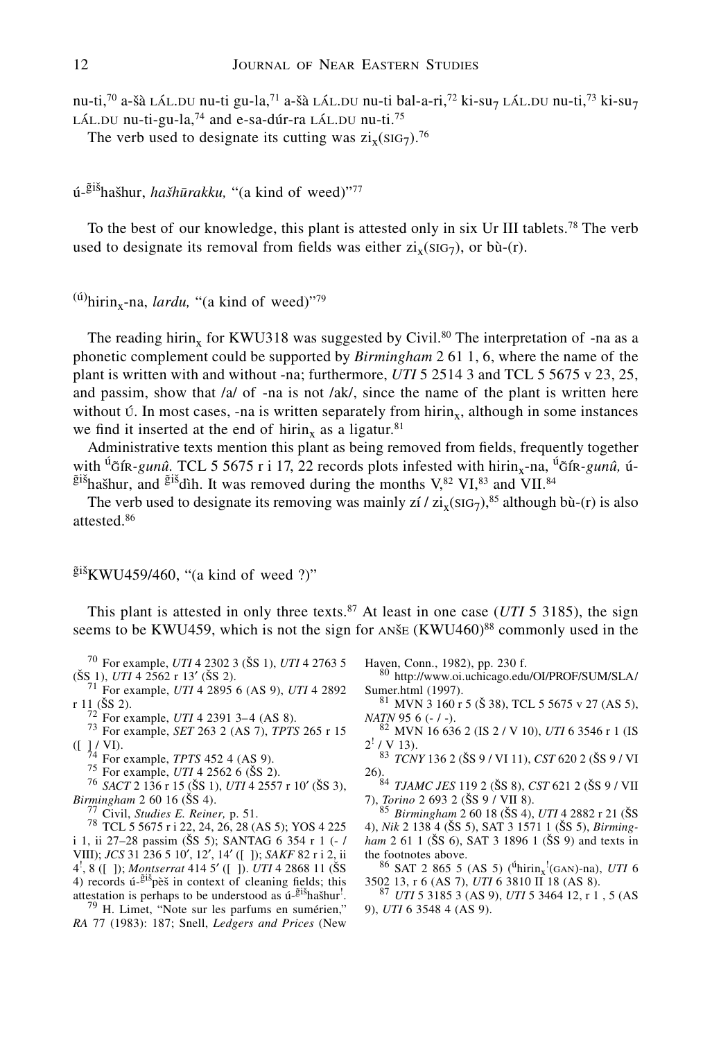nu-ti,[70] a-šà LÁL.DU nu-ti gu-la,[71] a-šà LÁL.DU nu-ti bal-a-ri,[72] ki-su₇ LÁL.DU nu-ti,[73] ki-su₇ LÁL.DU nu-ti-gu-la,[74] and e-sa-dúr-ra LÁL.DU nu-ti.[75]

The verb used to designate its cutting was $zi_x$(SIG₇).[76]

### ú-$^{\tilde{g}i\check{s}}$hašhur, *hašhūrakku,* "(a kind of weed)"[77]

To the best of our knowledge, this plant is attested only in six Ur III tablets.[78] The verb used to designate its removal from fields was either $zi_x$(SIG₇), or bù-(r).

### $^{(ú)}$hirin$_x$-na, *lardu,* "(a kind of weed)"[79]

The reading hirin$_x$ for KWU318 was suggested by Civil.[80] The interpretation of -na as a phonetic complement could be supported by *Birmingham* 2 61 1, 6, where the name of the plant is written with and without -na; furthermore, *UTI* 5 2514 3 and TCL 5 5675 v 23, 25, and passim, show that /a/ of -na is not /ak/, since the name of the plant is written here without Ú. In most cases, -na is written separately from hirin$_x$, although in some instances we find it inserted at the end of hirin$_x$ as a ligatur.[81]

Administrative texts mention this plant as being removed from fields, frequently together with $^{ú}$G̃ÍR-*gunû.* TCL 5 5675 r i 17, 22 records plots infested with hirin$_x$-na, $^{ú}$G̃ÍR-*gunû,* ú-$^{\tilde{g}i\check{s}}$hašhur, and $^{\tilde{g}i\check{s}}$dìh. It was removed during the months V,[82] VI,[83] and VII.[84]

The verb used to designate its removing was mainly zí / $zi_x$(SIG₇),[85] although bù-(r) is also attested.[86]

### $^{\tilde{g}i\check{s}}$KWU459/460, "(a kind of weed ?)"

This plant is attested in only three texts.[87] At least in one case (*UTI* 5 3185), the sign seems to be KWU459, which is not the sign for ANŠE (KWU460)[88] commonly used in the

---

[70] For example, *UTI* 4 2302 3 (ŠS 1), *UTI* 4 2763 5 (ŠS 1), *UTI* 4 2562 r 13′ (ŠS 2).

[71] For example, *UTI* 4 2895 6 (AS 9), *UTI* 4 2892 r 11 (ŠS 2).

[72] For example, *UTI* 4 2391 3–4 (AS 8).

[73] For example, *SET* 263 2 (AS 7), *TPTS* 265 r 15 ([ ] / VI).

[74] For example, *TPTS* 452 4 (AS 9).

[75] For example, *UTI* 4 2562 6 (ŠS 2).

[76] *SACT* 2 136 r 15 (ŠS 1), *UTI* 4 2557 r 10′ (ŠS 3), *Birmingham* 2 60 16 (ŠS 4).

[77] Civil, *Studies E. Reiner,* p. 51.

[78] TCL 5 5675 r i 22, 24, 26, 28 (AS 5); YOS 4 225 i 1, ii 27–28 passim (ŠS 5); SANTAG 6 354 r 1 (- / VIII); *JCS* 31 236 5 10′, 12′, 14′ ([ ]); *SAKF* 82 r i 2, ii 4$^!$, 8 ([ ]); *Montserrat* 414 5′ ([ ]). *UTI* 4 2868 11 (ŠS 4) records ú-$^{\tilde{g}i\check{s}}$pèš in context of cleaning fields; this attestation is perhaps to be understood as ú-$^{\tilde{g}i\check{s}}$hašhur$^!$.

[79] H. Limet, "Note sur les parfums en sumérien," *RA* 77 (1983): 187; Snell, *Ledgers and Prices* (New Haven, Conn., 1982), pp. 230 f.

[80] http://www.oi.uchicago.edu/OI/PROF/SUM/SLA/Sumer.html (1997).

[81] MVN 3 160 r 5 (Š 38), TCL 5 5675 v 27 (AS 5), *NATN* 95 6 (- / -).

[82] MVN 16 636 2 (IS 2 / V 10), *UTI* 6 3546 r 1 (IS 2$^!$ / V 13).

[83] *TCNY* 136 2 (ŠS 9 / VI 11), *CST* 620 2 (ŠS 9 / VI 26).

[84] *TJAMC JES* 119 2 (ŠS 8), *CST* 621 2 (ŠS 9 / VII 7), *Torino* 2 693 2 (ŠS 9 / VII 8).

[85] *Birmingham* 2 60 18 (ŠS 4), *UTI* 4 2882 r 21 (ŠS 4), *Nik* 2 138 4 (ŠS 5), SAT 3 1571 1 (ŠS 5), *Birmingham* 2 61 1 (ŠS 6), SAT 3 1896 1 (ŠS 9) and texts in the footnotes above.

[86] SAT 2 865 5 (AS 5) ($^{ú}$hirin$_x^!$(GAN)-na), *UTI* 6 3502 13, r 6 (AS 7), *UTI* 6 3810 II 18 (AS 8).

[87] *UTI* 5 3185 3 (AS 9), *UTI* 5 3464 12, r 1 , 5 (AS 9), *UTI* 6 3548 4 (AS 9).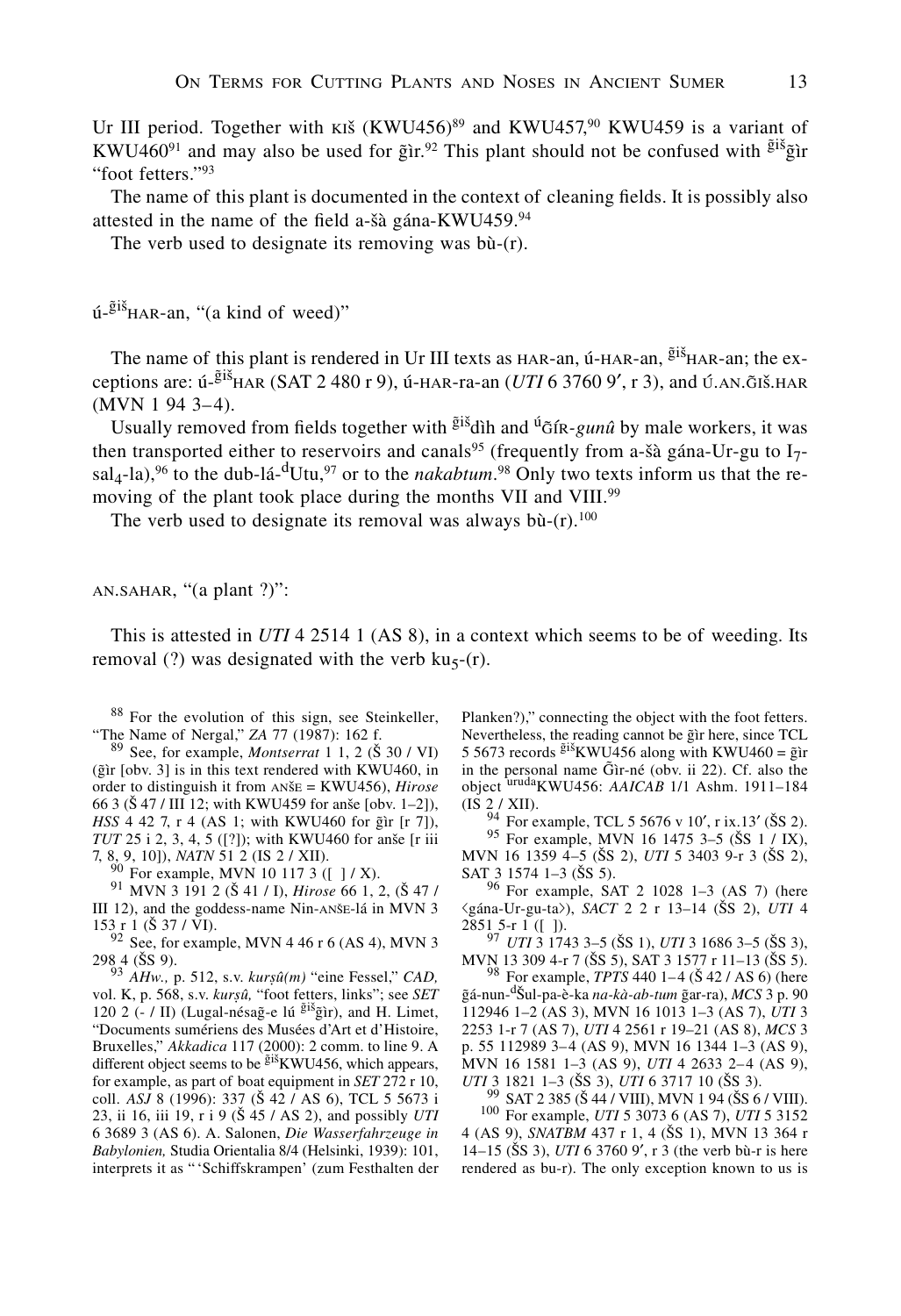Ur III period. Together with KIŠ (KWU456)[89] and KWU457,[90] KWU459 is a variant of KWU460[91] and may also be used for g̃ìr.[92] This plant should not be confused with $^{\text{g̃iš}}$g̃ìr "foot fetters."[93]

The name of this plant is documented in the context of cleaning fields. It is possibly also attested in the name of the field a-šà gána-KWU459.[94]

The verb used to designate its removing was bù-(r).

## ú-$^{\text{g̃iš}}$HAR-an, "(a kind of weed)"

The name of this plant is rendered in Ur III texts as HAR-an, ú-HAR-an, $^{\text{g̃iš}}$HAR-an; the exceptions are: ú-$^{\text{g̃iš}}$HAR (SAT 2 480 r 9), ú-HAR-ra-an (*UTI* 6 3760 9′, r 3), and Ú.AN.G̃IŠ.HAR (MVN 1 94 3–4).

Usually removed from fields together with $^{\text{g̃iš}}$dìh and $^{\text{ú}}$G̃ÍR-*gunû* by male workers, it was then transported either to reservoirs and canals[95] (frequently from a-šà gána-Ur-gu to I$_7$-sal$_4$-la),[96] to the dub-lá-$^{\text{d}}$Utu,[97] or to the *nakabtum*.[98] Only two texts inform us that the removing of the plant took place during the months VII and VIII.[99]

The verb used to designate its removal was always bù-(r).[100]

## AN.SAHAR, "(a plant ?)":

This is attested in *UTI* 4 2514 1 (AS 8), in a context which seems to be of weeding. Its removal (?) was designated with the verb ku$_5$-(r).

---

[88] For the evolution of this sign, see Steinkeller, "The Name of Nergal," *ZA* 77 (1987): 162 f.

[89] See, for example, *Montserrat* 1 1, 2 (Š 30 / VI) (g̃ìr [obv. 3] is in this text rendered with KWU460, in order to distinguish it from ANŠE = KWU456), *Hirose* 66 3 (Š 47 / III 12; with KWU459 for anše [obv. 1–2]), *HSS* 4 42 7, r 4 (AS 1; with KWU460 for g̃ìr [r 7]), *TUT* 25 i 2, 3, 4, 5 ([?]); with KWU460 for anše [r iii 7, 8, 9, 10]), *NATN* 51 2 (IS 2 / XII).

[90] For example, MVN 10 117 3 ([ ] / X).

[91] MVN 3 191 2 (Š 41 / I), *Hirose* 66 1, 2, (Š 47 / III 12), and the goddess-name Nin-ANŠE-lá in MVN 3 153 r 1 (Š 37 / VI).

[92] See, for example, MVN 4 46 r 6 (AS 4), MVN 3 298 4 (ŠS 9).

[93] *AHw.,* p. 512, s.v. *kurṣû(m)* "eine Fessel," *CAD,* vol. K, p. 568, s.v. *kurṣû,* "foot fetters, links"; see *SET* 120 2 (- / II) (Lugal-nésag̃-e lú $^{\text{g̃iš}}$g̃ìr), and H. Limet, "Documents sumériens des Musées d'Art et d'Histoire, Bruxelles," *Akkadica* 117 (2000): 2 comm. to line 9. A different object seems to be $^{\text{g̃iš}}$KWU456, which appears, for example, as part of boat equipment in *SET* 272 r 10, coll. *ASJ* 8 (1996): 337 (Š 42 / AS 6), TCL 5 5673 i 23, ii 16, iii 19, r i 9 (Š 45 / AS 2), and possibly *UTI* 6 3689 3 (AS 6). A. Salonen, *Die Wasserfahrzeuge in Babylonien,* Studia Orientalia 8/4 (Helsinki, 1939): 101, interprets it as "'Schiffskrampen' (zum Festhalten der Planken?)," connecting the object with the foot fetters. Nevertheless, the reading cannot be g̃ìr here, since TCL 5 5673 records $^{\text{giš}}$KWU456 along with KWU460 = g̃ìr in the personal name G̃ìr-né (obv. ii 22). Cf. also the object $^{\text{uruda}}$KWU456: *AAICAB* 1/1 Ashm. 1911–184 (IS 2 / XII).

[94] For example, TCL 5 5676 v 10′, r ix.13′ (ŠS 2).

[95] For example, MVN 16 1475 3–5 (ŠS 1 / IX), MVN 16 1359 4–5 (ŠS 2), *UTI* 5 3403 9-r 3 (ŠS 2), SAT 3 1574 1–3 (ŠS 5).

[96] For example, SAT 2 1028 1–3 (AS 7) (here ⟨gána-Ur-gu-ta⟩), *SACT* 2 2 r 13–14 (ŠS 2), *UTI* 4 2851 5-r 1 ([ ]).

[97] *UTI* 3 1743 3–5 (ŠS 1), *UTI* 3 1686 3–5 (ŠS 3), MVN 13 309 4-r 7 (ŠS 5), SAT 3 1577 r 11–13 (ŠS 5).

[98] For example, *TPTS* 440 1–4 (Š 42 / AS 6) (here g̃á-nun-$^{\text{d}}$Šul-pa-è-ka *na-kà-ab-tum* g̃ar-ra), *MCS* 3 p. 90 112946 1–2 (AS 3), MVN 16 1013 1–3 (AS 7), *UTI* 3 2253 1-r 7 (AS 7), *UTI* 4 2561 r 19–21 (AS 8), *MCS* 3 p. 55 112989 3–4 (AS 9), MVN 16 1344 1–3 (AS 9), MVN 16 1581 1–3 (AS 9), *UTI* 4 2633 2–4 (AS 9), *UTI* 3 1821 1–3 (ŠS 3), *UTI* 6 3717 10 (ŠS 3).

[99] SAT 2 385 (Š 44 / VIII), MVN 1 94 (ŠS 6 / VIII).

[100] For example, *UTI* 5 3073 6 (AS 7), *UTI* 5 3152 4 (AS 9), *SNATBM* 437 r 1, 4 (ŠS 1), MVN 13 364 r 14–15 (ŠS 3), *UTI* 6 3760 9′, r 3 (the verb bù-r is here rendered as bu-r). The only exception known to us is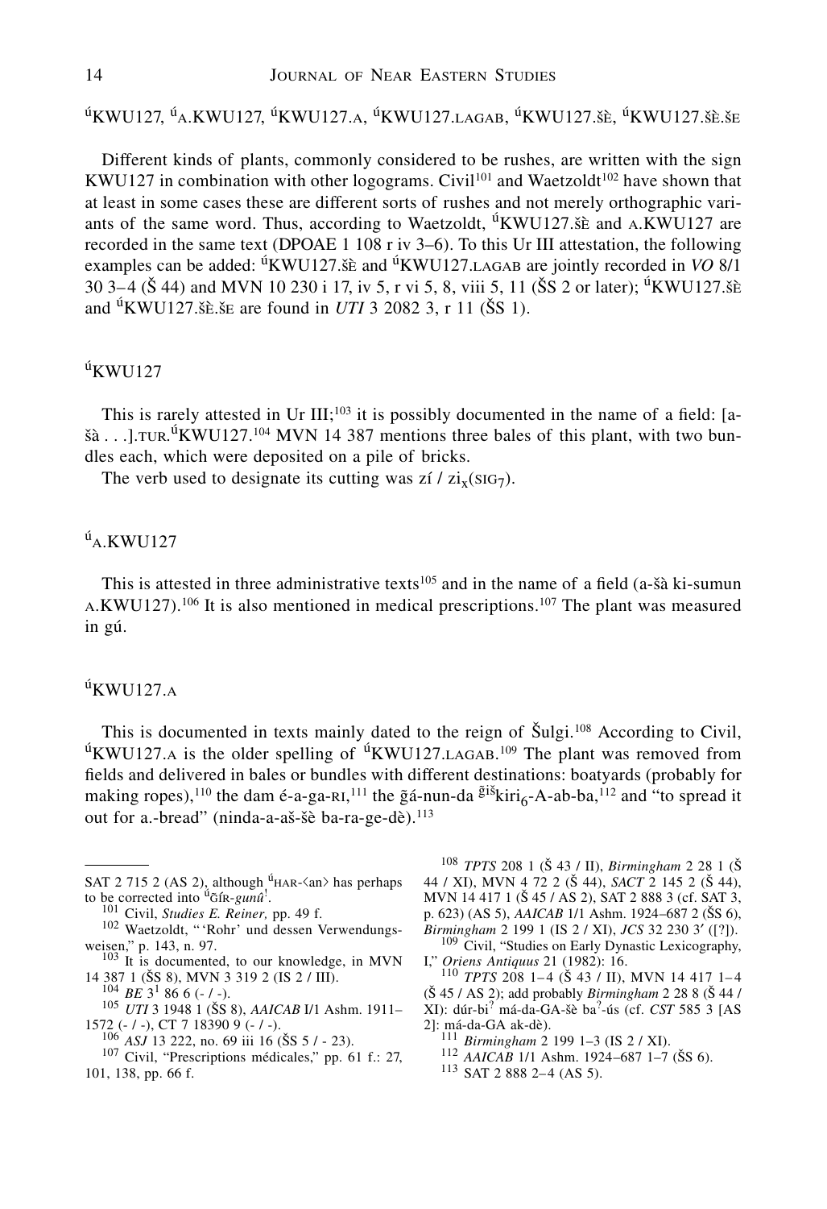$^{ú}$KWU127, $^{ú}$A.KWU127, $^{ú}$KWU127.A, $^{ú}$KWU127.LAGAB, $^{ú}$KWU127.ŠÈ, $^{ú}$KWU127.ŠÈ.ŠE

Different kinds of plants, commonly considered to be rushes, are written with the sign KWU127 in combination with other logograms. Civil[101] and Waetzoldt[102] have shown that at least in some cases these are different sorts of rushes and not merely orthographic variants of the same word. Thus, according to Waetzoldt, $^{ú}$KWU127.ŠÈ and A.KWU127 are recorded in the same text (DPOAE 1 108 r iv 3–6). To this Ur III attestation, the following examples can be added: $^{ú}$KWU127.ŠÈ and $^{ú}$KWU127.LAGAB are jointly recorded in *VO* 8/1 30 3–4 (Š 44) and MVN 10 230 i 17, iv 5, r vi 5, 8, viii 5, 11 (ŠS 2 or later); $^{ú}$KWU127.ŠÈ and $^{ú}$KWU127.ŠÈ.ŠE are found in *UTI* 3 2082 3, r 11 (ŠS 1).

## $^{ú}$KWU127

This is rarely attested in Ur III;[103] it is possibly documented in the name of a field: [a-šà . . .].TUR.$^{ú}$KWU127.[104] MVN 14 387 mentions three bales of this plant, with two bundles each, which were deposited on a pile of bricks.

The verb used to designate its cutting was zí / $zi_x$(SIG$_7$).

## $^{ú}$A.KWU127

This is attested in three administrative texts[105] and in the name of a field (a-šà ki-sumun A.KWU127).[106] It is also mentioned in medical prescriptions.[107] The plant was measured in gú.

## $^{ú}$KWU127.A

This is documented in texts mainly dated to the reign of Šulgi.[108] According to Civil, $^{ú}$KWU127.A is the older spelling of $^{ú}$KWU127.LAGAB.[109] The plant was removed from fields and delivered in bales or bundles with different destinations: boatyards (probably for making ropes),[110] the dam é-a-ga-RI,[111] the g̃á-nun-da $^{g̃iš}$kiri$_6$-A-ab-ba,[112] and "to spread it out for a.-bread" (ninda-a-aš-šè ba-ra-ge-dè).[113]

---

SAT 2 715 2 (AS 2), although $^{ú}$HAR-⟨an⟩ has perhaps to be corrected into $^{ú}$G̃ÍR-*gunû*!.

[101] Civil, *Studies E. Reiner,* pp. 49 f.

[102] Waetzoldt, "'Rohr' und dessen Verwendungsweisen," p. 143, n. 97.

[103] It is documented, to our knowledge, in MVN 14 387 1 (ŠS 8), MVN 3 319 2 (IS 2 / III).

[104] *BE* 3[1] 86 6 (- / -).

[105] *UTI* 3 1948 1 (ŠS 8), *AAICAB* I/1 Ashm. 1911–1572 (- / -), CT 7 18390 9 (- / -).

[106] *ASJ* 13 222, no. 69 iii 16 (ŠS 5 / - 23).

[107] Civil, "Prescriptions médicales," pp. 61 f.: 27, 101, 138, pp. 66 f.

[108] *TPTS* 208 1 (Š 43 / II), *Birmingham* 2 28 1 (Š 44 / XI), MVN 4 72 2 (Š 44), *SACT* 2 145 2 (Š 44), MVN 14 417 1 (Š 45 / AS 2), SAT 2 888 3 (cf. SAT 3, p. 623) (AS 5), *AAICAB* 1/1 Ashm. 1924–687 2 (ŠS 6), *Birmingham* 2 199 1 (IS 2 / XI), *JCS* 32 230 3′ ([?]).

[109] Civil, "Studies on Early Dynastic Lexicography, I," *Oriens Antiquus* 21 (1982): 16.

[110] *TPTS* 208 1–4 (Š 43 / II), MVN 14 417 1–4 (Š 45 / AS 2); add probably *Birmingham* 2 28 8 (Š 44 / XI): dúr-bi? má-da-GA-šè ba?-ús (cf. *CST* 585 3 [AS 2]: má-da-GA ak-dè).

[111] *Birmingham* 2 199 1–3 (IS 2 / XI).

[112] *AAICAB* 1/1 Ashm. 1924–687 1–7 (ŠS 6).

[113] SAT 2 888 2–4 (AS 5).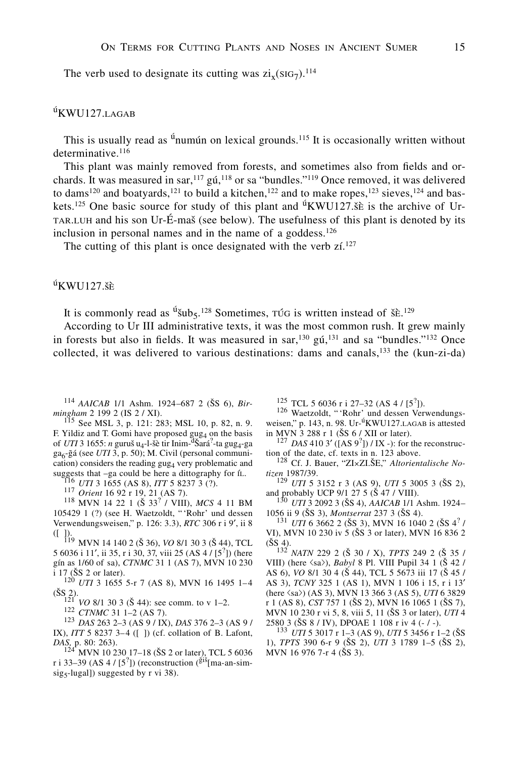The verb used to designate its cutting was $zi_x$(SIG$_7$).[114]

## úKWU127.LAGAB

This is usually read as úㅤnumún on lexical grounds.[115] It is occasionally written without determinative.[116]

This plant was mainly removed from forests, and sometimes also from fields and orchards. It was measured in sar,[117] gú,[118] or sa "bundles."[119] Once removed, it was delivered to dams[120] and boatyards,[121] to build a kitchen,[122] and to make ropes,[123] sieves,[124] and baskets.[125] One basic source for study of this plant and úKWU127.ŠÈ is the archive of Ur-TAR.LUH and his son Ur-É-maš (see below). The usefulness of this plant is denoted by its inclusion in personal names and in the name of a goddess.[126]

The cutting of this plant is once designated with the verb zí.[127]

## úKWU127.ŠÈ

It is commonly read as ú$šub_5$.[128] Sometimes, TÚG is written instead of ŠÈ.[129]

According to Ur III administrative texts, it was the most common rush. It grew mainly in forests but also in fields. It was measured in sar,[130] gú,[131] and sa "bundles."[132] Once collected, it was delivered to various destinations: dams and canals,[133] the (kun-zi-da)

---

114 *AAICAB* 1/1 Ashm. 1924–687 2 (ŠS 6), *Birmingham* 2 199 2 (IS 2 / XI).

115 See MSL 3, p. 121: 283; MSL 10, p. 82, n. 9. F. Yildiz and T. Gomi have proposed $gug_4$ on the basis of *UTI* 3 1655: *n* guruš $u_4$-l-šè tir Inim-dŠará?-ta $gug_4$-ga $ga_6$-g̃á (see *UTI* 3, p. 50); M. Civil (personal communication) considers the reading $gug_4$ very problematic and suggests that –ga could be here a dittography for ÍL.

116 *UTI* 3 1655 (AS 8), *ITT* 5 8237 3 (?).

117 *Orient* 16 92 r 19, 21 (AS 7).

118 MVN 14 22 1 (Š 33? / VIII), *MCS* 4 11 BM 105429 1 (?) (see H. Waetzoldt, "'Rohr' und dessen Verwendungsweisen," p. 126: 3.3), *RTC* 306 r i 9′, ii 8 ([ ]).

119 MVN 14 140 2 (Š 36), *VO* 8/1 30 3 (Š 44), TCL 5 6036 i 11′, ii 35, r i 30, 37, viii 25 (AS 4 / [5?]) (here gín as 1/60 of sa), *CTNMC* 31 1 (AS 7), MVN 10 230 i 17 (ŠS 2 or later).

120 *UTI* 3 1655 5-r 7 (AS 8), MVN 16 1495 1–4 (ŠS 2).

121 *VO* 8/1 30 3 (Š 44): see comm. to v 1–2.

122 *CTNMC* 31 1–2 (AS 7).

123 *DAS* 263 2–3 (AS 9 / IX), *DAS* 376 2–3 (AS 9 / IX), *ITT* 5 8237 3–4 ([ ]) (cf. collation of B. Lafont, *DAS*, p. 80: 263).

124 MVN 10 230 17–18 (ŠS 2 or later), TCL 5 6036 r i 33–39 (AS 4 / [5?]) (reconstruction (g̃iš[ma-an-sim-$sig_5$-lugal]) suggested by r vi 38).

125 TCL 5 6036 r i 27–32 (AS 4 / [5?]).

126 Waetzoldt, "'Rohr' und dessen Verwendungsweisen," p. 143, n. 98. Ur-úKWU127.LAGAB is attested in MVN 3 288 r 1 (ŠS 6 / XII or later).

127 *DAS* 410 3′ ([AS 9?]) / IX -): for the reconstruction of the date, cf. texts in n. 123 above.

128 Cf. J. Bauer, "ZI×ZI.ŠE," *Altorientalische Notizen* 1987/39.

129 *UTI* 5 3152 r 3 (AS 9), *UTI* 5 3005 3 (ŠS 2), and probably UCP 9/1 27 5 (Š 47 / VIII).

130 *UTI* 3 2092 3 (ŠS 4), *AAICAB* 1/1 Ashm. 1924–1056 ii 9 (ŠS 3), *Montserrat* 237 3 (ŠS 4).

131 *UTI* 6 3662 2 (ŠS 3), MVN 16 1040 2 (ŠS 4? / VI), MVN 10 230 iv 5 (ŠS 3 or later), MVN 16 836 2 (ŠS 4).

132 *NATN* 229 2 (Š 30 / X), *TPTS* 249 2 (Š 35 / VIII) (here ⟨sa⟩), *Babyl* 8 Pl. VIII Pupil 34 1 (Š 42 / AS 6), *VO* 8/1 30 4 (Š 44), TCL 5 5673 iii 17 (Š 45 / AS 3), *TCNY* 325 1 (AS 1), MVN 1 106 i 15, r i 13′ (here ⟨sa⟩) (AS 3), MVN 13 366 3 (AS 5), *UTI* 6 3829 r 1 (AS 8), *CST* 757 1 (ŠS 2), MVN 16 1065 1 (ŠS 7), MVN 10 230 r vi 5, 8, viii 5, 11 (ŠS 3 or later), *UTI* 4 2580 3 (ŠS 8 / IV), DPOAE 1 108 r iv 4 (- / -).

133 *UTI* 5 3017 r 1–3 (AS 9), *UTI* 5 3456 r 1–2 (ŠS 1), *TPTS* 390 6-r 9 (ŠS 2), *UTI* 3 1789 1–5 (ŠS 2), MVN 16 976 7-r 4 (ŠS 3).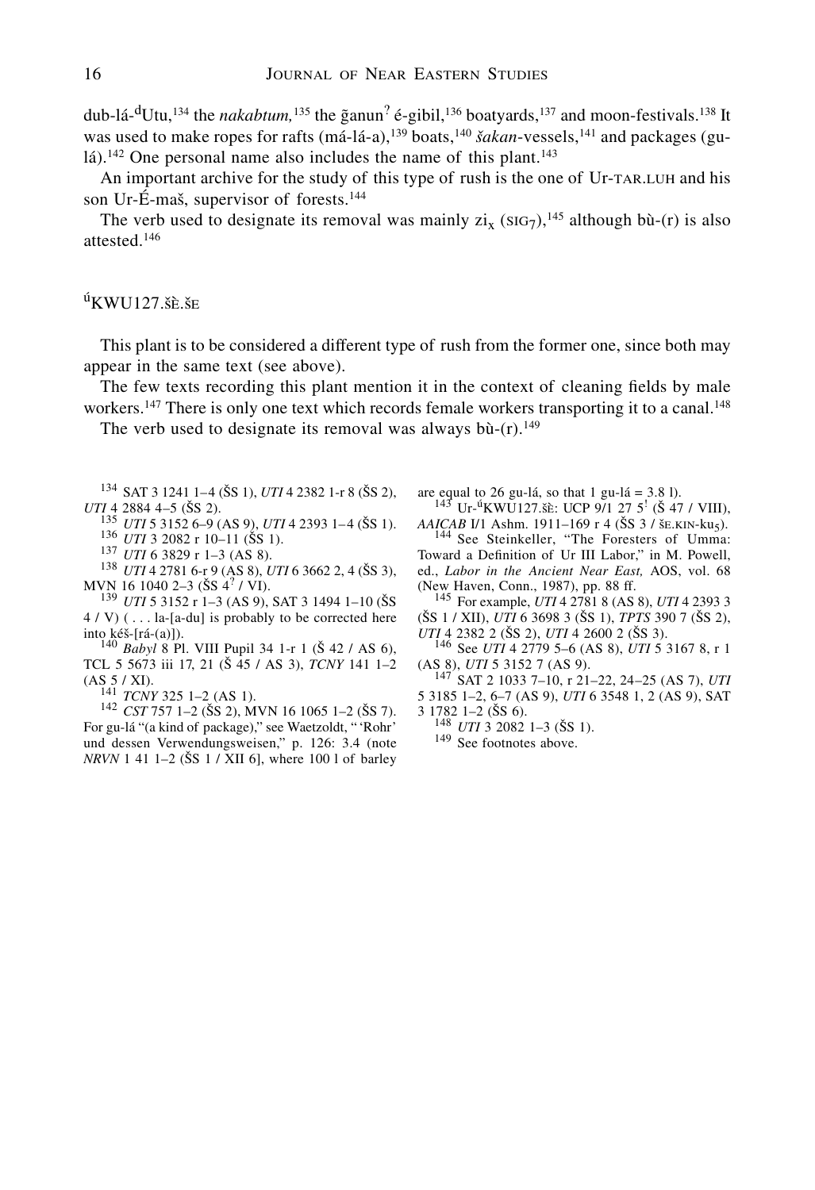dub-lá-$^{d}$Utu,[134] the *nakabtum,*[135] the g̃anun$^{?}$ é-gibil,[136] boatyards,[137] and moon-festivals.[138] It was used to make ropes for rafts (má-lá-a),[139] boats,[140] *šakan*-vessels,[141] and packages (gu-lá).[142] One personal name also includes the name of this plant.[143]

An important archive for the study of this type of rush is the one of Ur-TAR.LUH and his son Ur-É-maš, supervisor of forests.[144]

The verb used to designate its removal was mainly $zi_x$ ($SIG_7$),[145] although bù-(r) is also attested.[146]

## $^{ú}$KWU127.ŠÈ.ŠE

This plant is to be considered a different type of rush from the former one, since both may appear in the same text (see above).

The few texts recording this plant mention it in the context of cleaning fields by male workers.[147] There is only one text which records female workers transporting it to a canal.[148]

The verb used to designate its removal was always bù-(r).[149]

---

[134] SAT 3 1241 1–4 (ŠS 1), *UTI* 4 2382 1-r 8 (ŠS 2), *UTI* 4 2884 4–5 (ŠS 2).

[135] *UTI* 5 3152 6–9 (AS 9), *UTI* 4 2393 1–4 (ŠS 1).

[136] *UTI* 3 2082 r 10–11 (ŠS 1).

[137] *UTI* 6 3829 r 1–3 (AS 8).

[138] *UTI* 4 2781 6-r 9 (AS 8), *UTI* 6 3662 2, 4 (ŠS 3), MVN 16 1040 2–3 (ŠS 4$^{?}$ / VI).

[139] *UTI* 5 3152 r 1–3 (AS 9), SAT 3 1494 1–10 (ŠS 4 / V) ( . . . la-[a-du] is probably to be corrected here into kéš-[rá-(a)]).

[140] *Babyl* 8 Pl. VIII Pupil 34 1-r 1 (Š 42 / AS 6), TCL 5 5673 iii 17, 21 (Š 45 / AS 3), *TCNY* 141 1–2 (AS 5 / XI).

[141] *TCNY* 325 1–2 (AS 1).

[142] *CST* 757 1–2 (ŠS 2), MVN 16 1065 1–2 (ŠS 7). For gu-lá "(a kind of package)," see Waetzoldt, " 'Rohr' und dessen Verwendungsweisen," p. 126: 3.4 (note *NRVN* 1 41 1–2 [ŠS 1 / XII 6], where 100 l of barley are equal to 26 gu-lá, so that 1 gu-lá = 3.8 l).

[143] Ur-$^{ú}$KWU127.ŠÈ: UCP 9/1 27 5$^{!}$ (Š 47 / VIII), *AAICAB* I/1 Ashm. 1911–169 r 4 (ŠS 3 / ŠE.KIN-$ku_5$).

[144] See Steinkeller, "The Foresters of Umma: Toward a Definition of Ur III Labor," in M. Powell, ed., *Labor in the Ancient Near East,* AOS, vol. 68 (New Haven, Conn., 1987), pp. 88 ff.

[145] For example, *UTI* 4 2781 8 (AS 8), *UTI* 4 2393 3 (ŠS 1 / XII), *UTI* 6 3698 3 (ŠS 1), *TPTS* 390 7 (ŠS 2), *UTI* 4 2382 2 (ŠS 2), *UTI* 4 2600 2 (ŠS 3).

[146] See *UTI* 4 2779 5–6 (AS 8), *UTI* 5 3167 8, r 1 (AS 8), *UTI* 5 3152 7 (AS 9).

[147] SAT 2 1033 7–10, r 21–22, 24–25 (AS 7), *UTI* 5 3185 1–2, 6–7 (AS 9), *UTI* 6 3548 1, 2 (AS 9), SAT 3 1782 1–2 (ŠS 6).

[148] *UTI* 3 2082 1–3 (ŠS 1).

[149] See footnotes above.